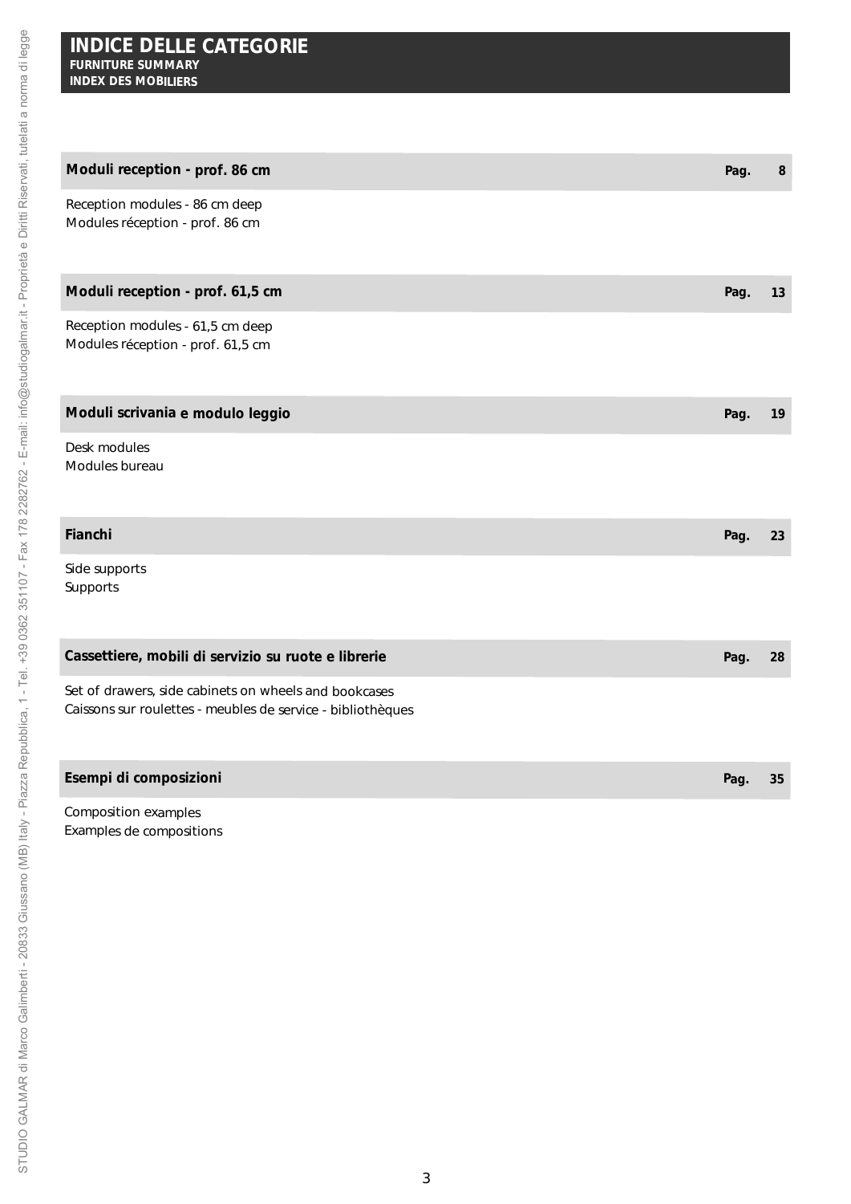# INDICE DELLE CATEGORIE

**FURNITURE SUMMARY**
**INDEX DES MOBILIERS**

**Moduli reception - prof. 86 cm** — **Pag. 8**

Reception modules - 86 cm deep
Modules réception - prof. 86 cm

**Moduli reception - prof. 61,5 cm** — **Pag. 13**

Reception modules - 61,5 cm deep
Modules réception - prof. 61,5 cm

**Moduli scrivania e modulo leggio** — **Pag. 19**

Desk modules
Modules bureau

**Fianchi** — **Pag. 23**

Side supports
Supports

**Cassettiere, mobili di servizio su ruote e librerie** — **Pag. 28**

Set of drawers, side cabinets on wheels and bookcases
Caissons sur roulettes - meubles de service - bibliothèques

**Esempi di composizioni** — **Pag. 35**

Composition examples
Examples de compositions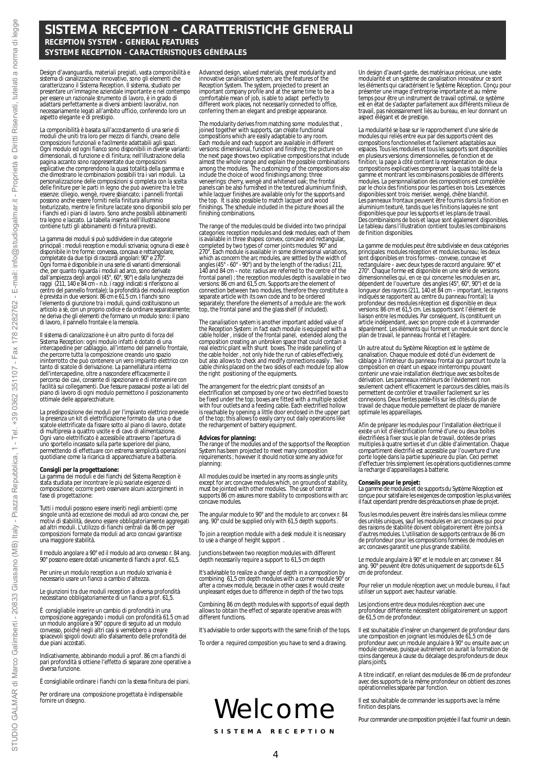# SISTEMA RECEPTION - CARATTERISTICHE GENERALI

## RECEPTION SYSTEM - GENERAL FEATURES

## SYSTEME RECEPTION - CARACTÉRISTIQUES GÉNÉRALES

Design d'avanguardia, materiali pregiati, vasta componibilità e sistema di canalizzazione innovativo, sono gli elementi che caratterizzano il Sistema Reception. Il sistema, studiato per presentare un'immagine aziendale importante e nel contempo per essere un razionale strumento di lavoro, è in grado di adattarsi perfettamente ai diversi ambienti lavorativi, non necessariamente legati all'ambito ufficio, conferendo loro un aspetto elegante e di prestigio.

La componibilità è basata sull'accostamento di una serie di moduli che uniti tra loro per mezzo di fianchi, creano delle composizioni funzionali e facilmente adattabili agli spazi. Ogni modulo ed ogni fianco sono disponibili in diverse varianti: dimensionali, di funzione e di finitura; nell'illustrazione della pagina accanto sono rappresentate due composizioni esplicative che comprendono la quasi totalità della gamma e che dimostrano le combinazioni possibili tra i vari moduli. La personalizzazione delle composizioni si completa con la scelta delle finiture per le parti in legno che può avvenire tra le tre essenze: ciliegio, wengè, rovere sbiancato; i pannelli frontali possono anche essere forniti nella finitura alluminio texturizzato, mentre le finiture laccate sono disponibili solo per i fianchi ed i piani di lavoro. Sono anche possibili abbinamenti tra legno e laccato. La tabella inserita nell'illustrazione contiene tutti gli abbinamenti di finitura previsti.

La gamma dei moduli si può suddividere in due categorie principali : moduli reception e moduli scrivania; ognuna di esse è disponibile in tre forme: convessa, concava e rettangolare, completate da due tipi di raccordi angolari: 90° e 270°. Ogni forma è disponibile in una serie di varianti dimensionali che, per quanto riguarda i moduli ad arco, sono derivate dall'ampiezza degli angoli (45°, 60°, 90°) e dalla lunghezza dei raggi (211, 140 e 84 cm – n.b. i raggi indicati si riferiscono al centro del pannello frontale); la profondità dei moduli reception è prevista in due versioni: 86 cm e 61.5 cm. I fianchi sono l'elemento di giunzione tra i moduli, quindi costituiscono un articolo a sé, con un proprio codice e da ordinare separatamente; ne deriva che gli elementi che formano un modulo sono: il piano di lavoro, il pannello frontale e la mensola.

Il sistema di canalizzazione è un altro punto di forza del Sistema Reception: ogni modulo infatti è dotato di una intercapedine per cablaggio, all'interno del pannello frontale, che percorre tutta la composizione creando uno spazio ininterrotto che può contenere un vero impianto elettrico con tanto di scatole di derivazione. La pannellatura interna dell'intercapedine, oltre a nascondere efficacemente il percorso dei cavi, consente di ispezionare e di intervenire con facilità sui collegamenti. Due fessure passacavi poste ai lati del piano di lavoro di ogni modulo permettono il posizionamento ottimale delle apparecchiature.

La predisposizione dei moduli per l'impianto elettrico prevede la presenza un kit di elettrificazione formato da una o due scatole elettrificate da fissare sotto al piano di lavoro, dotate di multipresa a quattro uscite e di cavo di alimentazione. Ogni vano elettrificato è accessibile attraverso l'apertura di uno sportello incassato sulla parte superiore del piano, permettendo di effettuare con estrema semplicità operazioni quotidiane come la ricarica di apparecchiature a batteria.

**Consigli per la progettazione:**
La gamma dei moduli e dei fianchi del Sistema Reception è stata studiata per incontrare le più svariate esigenze di composizione; occorre però osservare alcuni accorgimenti in fase di progettazione:

Tutti i moduli possono essere inseriti negli ambienti come singole unità ad eccezione dei moduli ad arco concavi che, per motivi di stabilità, devono essere obbligatoriamente aggregati ad altri moduli. L'utilizzo di fianchi centrali da 86 cm per composizioni formate da moduli ad arco concavi garantisce una maggiore stabilità.

Il modulo angolare a 90° ed il modulo ad arco convesso r. 84 ang. 90° possono essere dotati unicamente di fianchi a prof. 61,5.

Per unire un modulo reception a un modulo scrivania è necessario usare un fianco a cambio d'altezza.

Le giunzioni tra due moduli reception a diversa profondità necessitano obbligatoriamente di un fianco a prof. 61,5.

È consigliabile inserire un cambio di profondità in una composizione aggregando i moduli con profondità 61.5 cm ad un modulo angolare a 90° oppure di seguito ad un modulo convesso, poiché negli altri casi si verrebbero a creare spiacevoli spigoli dovuti allo sfalsamento delle profondità dei due piani accostati.

Indicativamente, abbinando moduli a prof. 86 cm a fianchi di pari profondità si ottiene l'effetto di separare zone operative a diversa funzione.

È consigliabile ordinare i fianchi con la stessa finitura dei piani.

Per ordinare una composizione progettata è indispensabile fornire un disegno.

Advanced design, valued materials, great modularity and innovative canalisation system, are the features of the Reception System. The system, projected to present an important company profile and at the same time to be a comfortable mean of job, is able to adapt perfectly to different work places, not necessarily connected to office, conferring them an elegant and prestige appearance.

The modularity derives from matching some modules that , joined together with supports, can create functional compositions which are easily adaptable to any room. Each module and each support are available in different versions: dimensional, function and finishing; the picture on the next page shows two explicative compositions that include almost the whole range and explain the possible combinations among the modules. The customizing of the compositions also include the choice of wood finishings among: three veneerings: cherry, wengè and whitened oak; the frontal panels can be also furnished in the textured aluminium finish, while lacquer finishes are available only for the supports and the top. It is also possible to match lacquer and wood finishings. The schedule included in the picture shows all the finishing combinations.

The range of the modules could be divided into two principal categories: reception modules and desk modules; each of them is available in three shapes: convex, concave and rectangular, completed by two types of corner joints modules: 90° and 270°. Each module is available in some dimensional variations, which as concern the arc modules, are settled by the width of angles (45° - 60° - 90°) and by the length of the radius ( 211, 140 and 84 cm – note: radius are referred to the centre of the frontal panel) ; the reception modules depth is available in two versions: 86 cm and 61,5 cm. Supports are the element of connection between two modules, therefore they constitute a separate article with its own code and to be ordered separately; therefore the elements of a module are: the work top, the frontal panel and the glass shelf (if included).

The canalisation system is another important added value of the Reception System: in fact each module is equipped with a cable holder , inside of the frontal panel, extended along the composition creating an unbroken space that could contain a real electric plant with shunt boxes. The inside panelling of the cable holder , not only hide the run of cables effectively, but also allows to check and modify connections easily . Two cable chinks placed on the two sides of each module top allow the right positioning of the equipments.

The arrangement for the electric plant consists of an electrification set composed by one or two electrified boxes to be fixed under the top; boxes are fitted with a multiple socket with four outlets and a feeding cable. Each electrified hollow is reachable by opening a little door enclosed in the upper part of the top; this allows to easily carry out daily operations like the rechargement of battery equipment.

**Advices for planning:**
The range of the modules and of the supports of the Reception System has been projected to meet many composition requirements ; however it should notice some any advice for planning:

All modules could be inserted in any rooms as single units except for arc concave modules which, on grounds of stability, must be jointed with other modules. The use of central supports 86 cm assures more stability to compositions with arc concave modules.

The angular module to 90° and the module to arc convex r. 84 ang. 90° could be supplied only with 61,5 depth supports .

To join a reception module with a desk module it is necessary to use a change of height support .

Junctions between two reception modules with different depth necessarily require a support to 61,5 cm depth

It's advisable to realize a change of depth in a composition by combining 61,5 cm depth modules with a corner module 90° or after a convex module, because in other cases it would create unpleasant edges due to difference in depth of the two tops.

Combining 86 cm depth modules with supports of equal depth allows to obtain the effect of separate operative areas with different functions.

It's advisable to order supports with the same finish of the tops.

To order a required composition you have to send a drawing.

Un design d'avant-garde, des matériaux précieux, une vaste modularité et un système de canalisation innovateur ce sont les éléments qui caractérisent le Système Réception. Conçu pour présenter une image d'entreprise importante et au même temps pour être un instrument de travail optimal, ce système est en état de s'adapter parfaitement aux différents milieux de travail, pas nécessairement liés au bureau, en leur donnant un aspect élégant et de prestige.

La modularité se base sur le rapprochement d'une série de modules qui reliés entre eux par des supports créent des compositions fonctionnelles et facilement adaptables aux espaces. Tous les modules et tous les supports sont disponibles en plusieurs versions: dimensionnelles, de fonction et de finition; la page à côté contient la représentation de deux compositions explicatives comprenant la quasi totalité de la gamme et montrant les combinaisons possibles de différents modules. La personnalisation des compositions est complétée par le choix des finitions pour les parties en bois. Les essences disponibles sont trois: merisier, wengé, chêne blanchit. Les panneaux frontaux peuvent être fournis dans la finition en aluminium texturé, tandis que les finitions laquées ne sont disponibles que pour les supports et les plans de travail. Des combinaisons de bois et laque sont également disponibles. Le tableau dans l'illustration contient toutes les combinaisons de finition disponibles.

La gamme de modules peut être subdivisée en deux catégories principales: modules réception et modules bureau; les deux sont disponibles en trois formes - convexe, concave et rectangulaire – avec deux types de raccord angulaire: 90° et 270°. Chaque forme est disponible en une série de versions dimensionnelles qui, en ce qui concerne les modules en arc, dépendent de l'ouverture des angles (45°, 60°, 90°) et de la longueur des rayons (211, 140 et 84 cm – important, les rayons indiqués se rapportent au centre du panneau frontal); la profondeur des modules réception est disponible en deux versions: 86 cm et 61,5 cm. Les supports sont l'élément de liaison entre les modules. Par conséquent, ils constituent un article indépendant, avec son propre code et à commander séparément. Les éléments qui forment un module sont donc le plan de travail, le panneau frontal et l'étagère.

Un autre atout du Système Réception est le système de canalisation. Chaque module est doté d'un évidement de câblage à l'intérieur du panneau frontal qui parcourt toute la composition en créant un espace ininterrompu pouvant contenir une vraie installation électrique avec ses boîtes de dérivation. Les panneaux intérieurs de l'évidement non seulement cachent efficacement le parcours des câbles, mais ils permettent de contrôler et travailler facilement sur les connexions. Deux fentes passe-fils sur les côtés du plan de travail de chaque module permettent de placer de manière optimale les appareillages.

Afin de préparer les modules pour l'installation électrique il existe un kit d'électrification formé d'une ou deux boîtes électrifiées à fixer sous le plan de travail, dotées de prises multiples à quatre sorties et d'un câble d'alimentation. Chaque compartiment électrifié est accessible par l'ouverture d'une porte logée dans la partie supérieure du plan. Ceci permet d'effectuer très simplement les opérations quotidiennes comme la recharge d'appareillages à batterie.

**Conseils pour le projet:**
La gamme de modules et de supports du Système Réception est conçue pour satisfaire les exigences de composition les plus variées; il faut cependant prendre des précautions en phase de projet.

Tous les modules peuvent être insérés dans les milieux comme des unités uniques, sauf les modules en arc concaves qui pour des raisons de stabilité doivent obligatoirement être joints à d'autres modules. L'utilisation de supports centraux de 86 cm de profondeur pour les compositions formées de modules en arc concaves garantit une plus grande stabilité.

Le module angulaire à 90° et le module en arc convexe r. 84 ang. 90° peuvent être dotés uniquement de supports de 61,5 cm de profondeur.

Pour relier un module réception avec un module bureau, il faut utiliser un support avec hauteur variable.

Les jonctions entre deux modules réception avec une profondeur différente nécessitent obligatoirement un support de 61,5 cm de profondeur.

Il est souhaitable d'insérer un changement de profondeur dans une composition en joignant les modules de 61,5 cm de profondeur avec un module angulaire à 90° ou ensuite avec un module convexe, puisque autrement on aurait la formation de coins dangereux à cause du décalage des profondeurs de deux plans joints.

A titre indicatif, en reliant des modules de 86 cm de profondeur avec des supports de la même profondeur on obtient des zones opérationnelles séparée par fonction.

Il est souhaitable de commander les supports avec la même finition des plans.

Pour commander une composition projetée il faut fournir un dessin.

Welcome

SISTEMA RECEPTION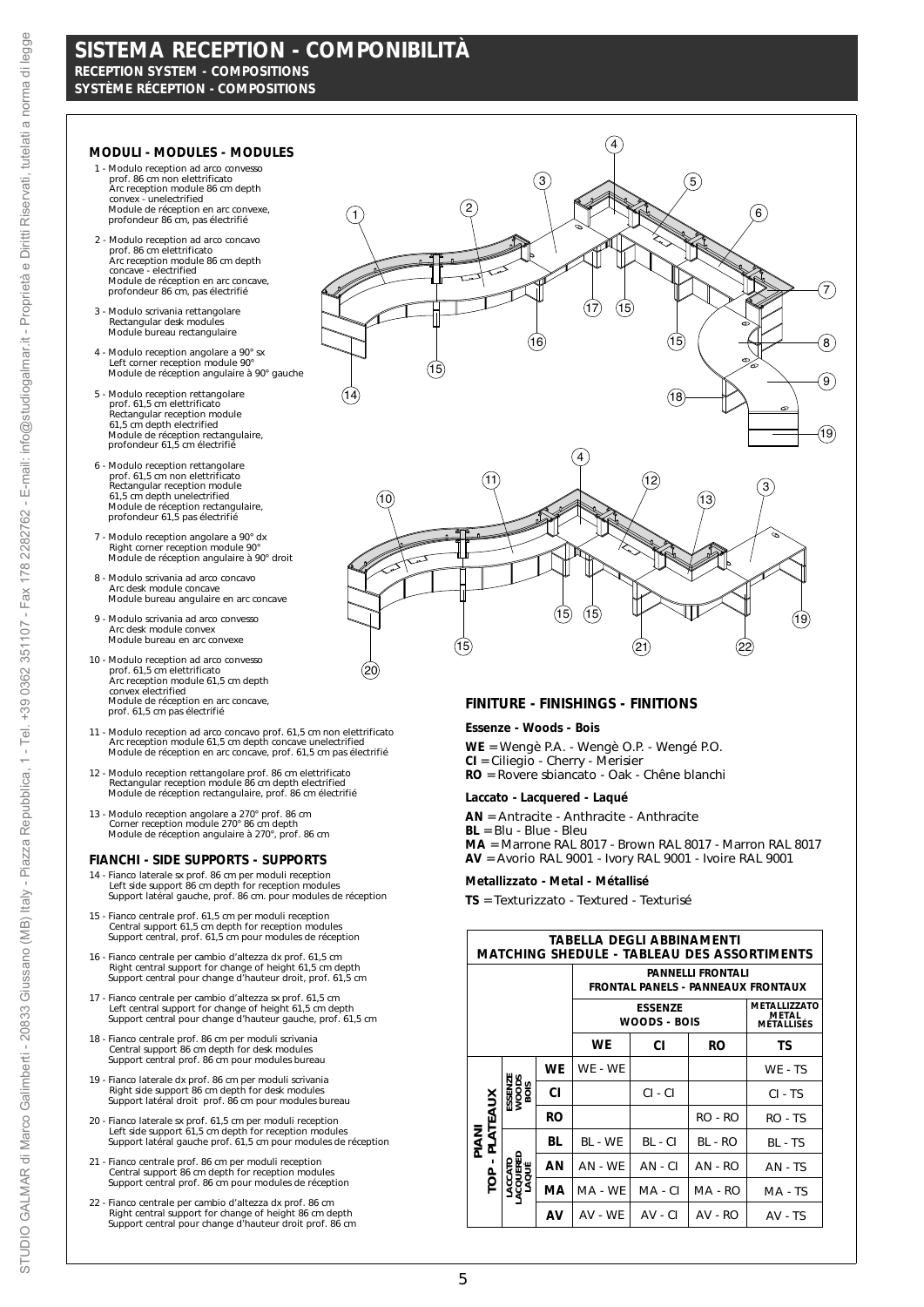# SISTEMA RECEPTION - COMPONIBILITÀ

**RECEPTION SYSTEM - COMPOSITIONS**

**SYSTÈME RÉCEPTION - COMPOSITIONS**

## MODULI - MODULES - MODULES

1 - Modulo reception ad arco convesso prof. 86 cm non elettrificato
Arc reception module 86 cm depth convex - unelectrified
Module de réception en arc convexe, profondeur 86 cm, pas électrifié

2 - Modulo reception ad arco concavo prof. 86 cm elettrificato
Arc reception module 86 cm depth concave - electrified
Module de réception en arc concave, profondeur 86 cm, pas électrifié

3 - Modulo scrivania rettangolare
Rectangular desk modules
Module bureau rectangulaire

4 - Modulo reception angolare a 90° sx
Left corner reception module 90°
Module de réception angulaire à 90° gauche

5 - Modulo reception rettangolare prof. 61,5 cm elettrificato
Rectangular reception module 61,5 cm depth electrified
Module de réception rectangulaire, profondeur 61,5 cm électrifié

6 - Modulo reception rettangolare prof. 61,5 cm non elettrificato
Rectangular reception module 61,5 cm depth unelectrified
Module de réception rectangulaire, profondeur 61,5 pas électrifié

7 - Modulo reception angolare a 90° dx
Right corner reception module 90°
Module de réception angulaire à 90° droit

8 - Modulo scrivania ad arco concavo
Arc desk module concave
Module bureau angulaire en arc concave

9 - Modulo scrivania ad arco convesso
Arc desk module convex
Module bureau en arc convexe

10 - Modulo reception ad arco convesso prof. 61,5 cm elettrificato
Arc reception module 61,5 cm depth convex electrified
Module de réception en arc concave, prof. 61,5 cm pas électrifié

11 - Modulo reception ad arco concavo prof. 61,5 cm non elettrificato
Arc reception module 61,5 cm depth concave unelectrified
Module de réception en arc concave, prof. 61,5 cm pas électrifié

12 - Modulo reception rettangolare prof. 86 cm elettrificato
Rectangular reception module 86 cm depth electrified
Module de réception rectangulaire, prof. 86 cm électrifié

13 - Modulo reception angolare a 270° prof. 86 cm
Corner reception module 270° 86 cm depth
Module de réception angulaire à 270°, prof. 86 cm

## FIANCHI - SIDE SUPPORTS - SUPPORTS

14 - Fianco laterale sx prof. 86 cm per moduli reception
Left side support 86 cm depth for reception modules
Support latéral gauche, prof. 86 cm. pour modules de réception

15 - Fianco centrale prof. 61,5 cm per moduli reception
Central support 61,5 cm depth for reception modules
Support central, prof. 61,5 cm pour modules de réception

16 - Fianco centrale per cambio d'altezza dx prof. 61,5 cm
Right central support for change of height 61,5 cm depth
Support central pour change d'hauteur droit, prof. 61,5 cm

17 - Fianco centrale per cambio d'altezza sx prof. 61,5 cm
Left central support for change of height 61,5 cm depth
Support central pour change d'hauteur gauche, prof. 61,5 cm

18 - Fianco centrale prof. 86 cm per moduli scrivania
Central support 86 cm depth for desk modules
Support central prof. 86 cm pour modules bureau

19 - Fianco laterale dx prof. 86 cm per moduli scrivania
Right side support 86 cm depth for desk modules
Support latéral droit prof. 86 cm pour modules bureau

20 - Fianco laterale sx prof. 61,5 cm per moduli reception
Left side support 61,5 cm depth for reception modules
Support latéral gauche prof. 61,5 cm pour modules de réception

21 - Fianco centrale prof. 86 cm per moduli reception
Central support 86 cm depth for reception modules
Support central prof. 86 cm pour modules de réception

22 - Fianco centrale per cambio d'altezza dx prof. 86 cm
Right central support for change of height 86 cm depth
Support central pour change d'hauteur droit prof. 86 cm

## FINITURE - FINISHINGS - FINITIONS

**Essenze - Woods - Bois**

**WE** = Wengè P.A. - Wengè O.P. - Wengé P.O.
**CI** = Ciliegio - Cherry - Merisier
**RO** = Rovere sbiancato - Oak - Chêne blanchi

**Laccato - Lacquered - Laqué**

**AN** = Antracite - Anthracite - Anthracite
**BL** = Blu - Blue - Bleu
**MA** = Marrone RAL 8017 - Brown RAL 8017 - Marron RAL 8017
**AV** = Avorio RAL 9001 - Ivory RAL 9001 - Ivoire RAL 9001

**Metallizzato - Metal - Métallisé**

**TS** = Texturizzato - Textured - Texturisé

**TABELLA DEGLI ABBINAMENTI**
**MATCHING SHEDULE - TABLEAU DES ASSORTIMENTS**

| | | | PANNELLI FRONTALI / FRONTAL PANELS - PANNEAUX FRONTAUX | | | |
|---|---|---|---|---|---|---|
| | | | ESSENZE / WOODS - BOIS | | | METALLIZZATO / METAL / MÉTALLISÉS |
| | | | **WE** | **CI** | **RO** | **TS** |
| PIANI / TOP - PLATEAUX | ESSENZE / WOODS / BOIS | **WE** | WE - WE | | | WE - TS |
| | | **CI** | | CI - CI | | CI - TS |
| | | **RO** | | | RO - RO | RO - TS |
| | LACCATO / LACQUERED / LAQUÉ | **BL** | BL - WE | BL - CI | BL - RO | BL - TS |
| | | **AN** | AN - WE | AN - CI | AN - RO | AN - TS |
| | | **MA** | MA - WE | MA - CI | MA - RO | MA - TS |
| | | **AV** | AV - WE | AV - CI | AV - RO | AV - TS |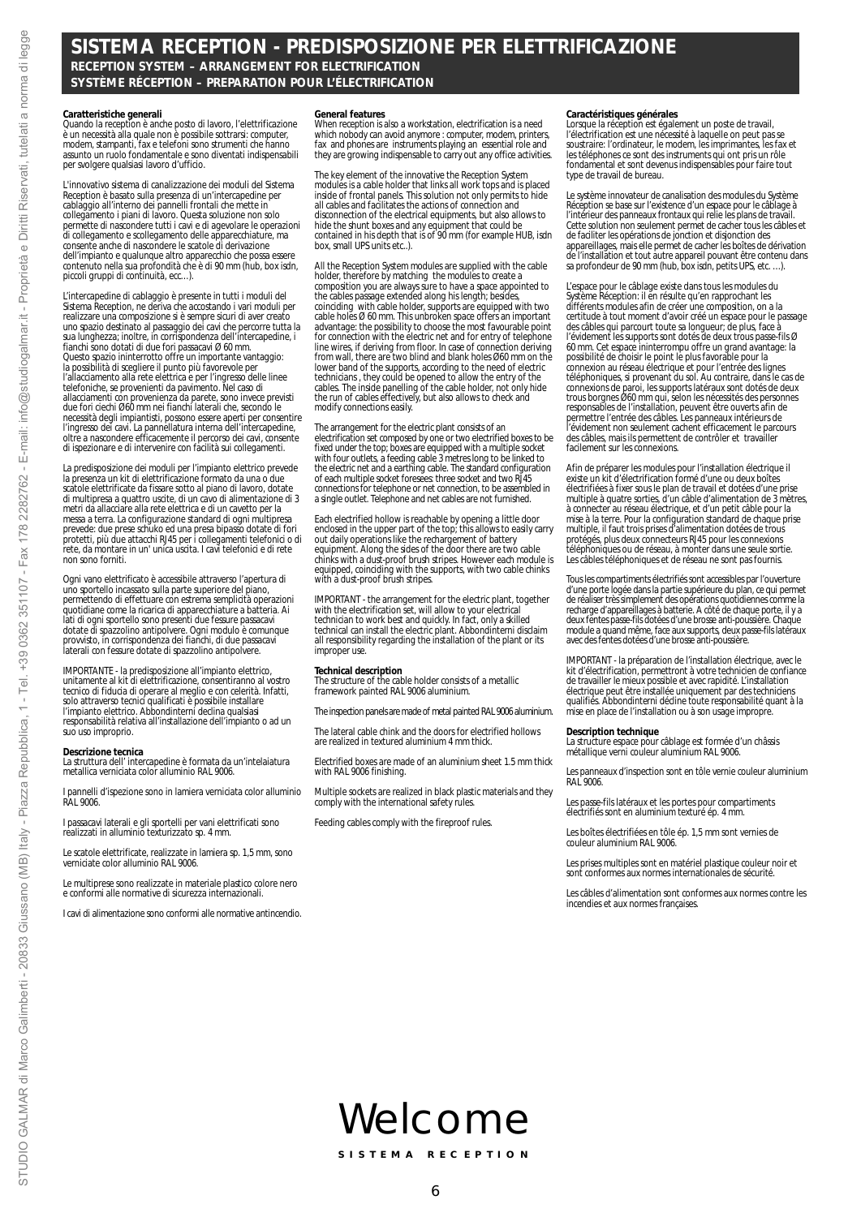# SISTEMA RECEPTION - PREDISPOSIZIONE PER ELETTRIFICAZIONE

**RECEPTION SYSTEM – ARRANGEMENT FOR ELECTRIFICATION**

**SYSTÈME RÉCEPTION – PREPARATION POUR L'ÉLECTRIFICATION**

**Caratteristiche generali**
Quando la reception è anche posto di lavoro, l'elettrificazione è un necessità alla quale non è possibile sottrarsi: computer, modem, stampanti, fax e telefoni sono strumenti che hanno assunto un ruolo fondamentale e sono diventati indispensabili per svolgere qualsiasi lavoro d'ufficio.

L'innovativo sistema di canalizzazione dei moduli del Sistema Reception è basato sulla presenza di un'intercapedine per cablaggio all'interno dei pannelli frontali che mette in collegamento i piani di lavoro. Questa soluzione non solo permette di nascondere tutti i cavi e di agevolare le operazioni di collegamento e scollegamento delle apparecchiature, ma consente anche di nascondere le scatole di derivazione dell'impianto e qualunque altro apparecchio che possa essere contenuto nella sua profondità che è di 90 mm (hub, box isdn, piccoli gruppi di continuità, ecc…).

L'intercapedine di cablaggio è presente in tutti i moduli del Sistema Reception, ne deriva che accostando i vari moduli per realizzare una composizione si è sempre sicuri di aver creato uno spazio destinato al passaggio dei cavi che percorre tutta la sua lunghezza; inoltre, in corrispondenza dell'intercapedine, i fianchi sono dotati di due fori passacavi Ø 60 mm.
Questo spazio ininterrotto offre un importante vantaggio: la possibilità di scegliere il punto più favorevole per l'allacciamento alla rete elettrica e per l'ingresso delle linee telefoniche, se provenienti da pavimento. Nel caso di allacciamenti con provenienza da parete, sono invece previsti due fori ciechi Ø60 mm nei fianchi laterali che, secondo le necessità degli impiantisti, possono essere aperti per consentire l'ingresso dei cavi. La pannellatura interna dell'intercapedine, oltre a nascondere efficacemente il percorso dei cavi, consente di ispezionare e di intervenire con facilità sui collegamenti.

La predisposizione dei moduli per l'impianto elettrico prevede la presenza un kit di elettrificazione formato da una o due scatole elettrificate da fissare sotto al piano di lavoro, dotate di multipresa a quattro uscite, di un cavo di alimentazione di 3 metri da allacciare alla rete elettrica e di un cavetto per la messa a terra. La configurazione standard di ogni multipresa prevede: due prese schuko ed una presa bipasso dotate di fori protetti, più due attacchi RJ45 per i collegamenti telefonici o di rete, da montare in un' unica uscita. I cavi telefonici e di rete non sono forniti.

Ogni vano elettrificato è accessibile attraverso l'apertura di uno sportello incassato sulla parte superiore del piano, permettendo di effettuare con estrema semplicità operazioni quotidiane come la ricarica di apparecchiature a batteria. Ai lati di ogni sportello sono presenti due fessure passacavi dotate di spazzolino antipolvere. Ogni modulo è comunque provvisto, in corrispondenza dei fianchi, di due passacavi laterali con fessure dotate di spazzolino antipolvere.

IMPORTANTE - la predisposizione all'impianto elettrico, unitamente al kit di elettrificazione, consentiranno al vostro tecnico di fiducia di operare al meglio e con celerità. Infatti, solo attraverso tecnici qualificati è possibile installare l'impianto elettrico. Abbondinterni declina qualsiasi responsabilità relativa all'installazione dell'impianto o ad un suo uso improprio.

**Descrizione tecnica**
La struttura dell' intercapedine è formata da un'intelaiatura metallica verniciata color alluminio RAL 9006.

I pannelli d'ispezione sono in lamiera verniciata color alluminio RAL 9006.

I passacavi laterali e gli sportelli per vani elettrificati sono realizzati in alluminio texturizzato sp. 4 mm.

Le scatole elettrificate, realizzate in lamiera sp. 1,5 mm, sono verniciate color alluminio RAL 9006.

Le multiprese sono realizzate in materiale plastico colore nero e conformi alle normative di sicurezza internazionali.

I cavi di alimentazione sono conformi alle normative antincendio.

**General features**
When reception is also a workstation, electrification is a need which nobody can avoid anymore : computer, modem, printers, fax and phones are instruments playing an essential role and they are growing indispensable to carry out any office activities.

The key element of the innovative the Reception System modules is a cable holder that links all work tops and is placed inside of frontal panels. This solution not only permits to hide all cables and facilitates the actions of connection and disconnection of the electrical equipments, but also allows to hide the shunt boxes and any equipment that could be contained in his depth that is of 90 mm (for example HUB, isdn box, small UPS units etc..).

All the Reception System modules are supplied with the cable holder, therefore by matching the modules to create a composition you are always sure to have a space appointed to the cables passage extended along his length; besides, coinciding with cable holder, supports are equipped with two cable holes Ø 60 mm. This unbroken space offers an important advantage: the possibility to choose the most favourable point for connection with the electric net and for entry of telephone line wires, if deriving from floor. In case of connection deriving from wall, there are two blind and blank holes Ø60 mm on the lower band of the supports, according to the need of electric technicians , they could be opened to allow the entry of the cables. The inside panelling of the cable holder, not only hide the run of cables effectively, but also allows to check and modify connections easily.

The arrangement for the electric plant consists of an electrification set composed by one or two electrified boxes to be fixed under the top; boxes are equipped with a multiple socket with four outlets, a feeding cable 3 metres long to be linked to the electric net and a earthing cable. The standard configuration of each multiple socket foresees: three socket and two RJ45 connections for telephone or net connection, to be assembled in a single outlet. Telephone and net cables are not furnished.

Each electrified hollow is reachable by opening a little door enclosed in the upper part of the top; this allows to easily carry out daily operations like the rechargement of battery equipment. Along the sides of the door there are two cable chinks with a dust-proof brush stripes. However each module is equipped, coinciding with the supports, with two cable chinks with a dust-proof brush stripes.

IMPORTANT - the arrangement for the electric plant, together with the electrification set, will allow to your electrical technician to work best and quickly. In fact, only a skilled technical can install the electric plant. Abbondinterni disclaim all responsibility regarding the installation of the plant or its improper use.

**Technical description**
The structure of the cable holder consists of a metallic framework painted RAL 9006 aluminium.

The inspection panels are made of metal painted RAL 9006 aluminium.

The lateral cable chink and the doors for electrified hollows are realized in textured aluminium 4 mm thick.

Electrified boxes are made of an aluminium sheet 1.5 mm thick with RAL 9006 finishing.

Multiple sockets are realized in black plastic materials and they comply with the international safety rules.

Feeding cables comply with the fireproof rules.

**Caractéristiques générales**
Lorsque la réception est également un poste de travail, l'électrification est une nécessité à laquelle on peut pas se soustraire: l'ordinateur, le modem, les imprimantes, les fax et les téléphones ce sont des instruments qui ont pris un rôle fondamental et sont devenus indispensables pour faire tout type de travail de bureau.

Le système innovateur de canalisation des modules du Système Réception se base sur l'existence d'un espace pour le câblage à l'intérieur des panneaux frontaux qui relie les plans de travail. Cette solution non seulement permet de cacher tous les câbles et de faciliter les opérations de jonction et disjonction des appareillages, mais elle permet de cacher les boîtes de dérivation de l'installation et tout autre appareil pouvant être contenu dans sa profondeur de 90 mm (hub, box isdn, petits UPS, etc. …).

L'espace pour le câblage existe dans tous les modules du Système Réception: il en résulte qu'en rapprochant les différents modules afin de créer une composition, on a la certitude à tout moment d'avoir créé un espace pour le passage des câbles qui parcourt toute sa longueur; de plus, face à l'évidement les supports sont dotés de deux trous passe-fils Ø 60 mm. Cet espace ininterrompu offre un grand avantage: la possibilité de choisir le point le plus favorable pour la connexion au réseau électrique et pour l'entrée des lignes téléphoniques, si provenant du sol. Au contraire, dans le cas de connexions de paroi, les supports latéraux sont dotés de deux trous borgnes Ø60 mm qui, selon les nécessités des personnes responsables de l'installation, peuvent être ouverts afin de permettre l'entrée des câbles. Les panneaux intérieurs de l'évidement non seulement cachent efficacement le parcours des câbles, mais ils permettent de contrôler et travailler facilement sur les connexions.

Afin de préparer les modules pour l'installation électrique il existe un kit d'électrification formé d'une ou deux boîtes électrifiées à fixer sous le plan de travail et dotées d'une prise multiple à quatre sorties, d'un câble d'alimentation de 3 mètres, à connecter au réseau électrique, et d'un petit câble pour la mise à la terre. Pour la configuration standard de chaque prise multiple, il faut trois prises d'alimentation dotées de trous protégés, plus deux connecteurs RJ45 pour les connexions téléphoniques ou de réseau, à monter dans une seule sortie. Les câbles téléphoniques et de réseau ne sont pas fournis.

Tous les compartiments électrifiés sont accessibles par l'ouverture d'une porte logée dans la partie supérieure du plan, ce qui permet de réaliser très simplement des opérations quotidiennes comme la recharge d'appareillages à batterie. A côté de chaque porte, il y a deux fentes passe-fils dotées d'une brosse anti-poussière. Chaque module a quand même, face aux supports, deux passe-fils latéraux avec des fentes dotées d'une brosse anti-poussière.

IMPORTANT - la préparation de l'installation électrique, avec le kit d'électrification, permettront à votre technicien de confiance de travailler le mieux possible et avec rapidité. L'installation électrique peut être installée uniquement par des techniciens qualifiés. Abbondinterni décline toute responsabilité quant à la mise en place de l'installation ou à son usage impropre.

**Description technique**
La structure espace pour câblage est formée d'un châssis métallique verni couleur aluminium RAL 9006.

Les panneaux d'inspection sont en tôle vernie couleur aluminium RAL 9006.

Les passe-fils latéraux et les portes pour compartiments électrifiés sont en aluminium texturé ép. 4 mm.

Les boîtes électrifiées en tôle ép. 1,5 mm sont vernies de couleur aluminium RAL 9006.

Les prises multiples sont en matériel plastique couleur noir et sont conformes aux normes internationales de sécurité.

Les câbles d'alimentation sont conformes aux normes contre les incendies et aux normes françaises.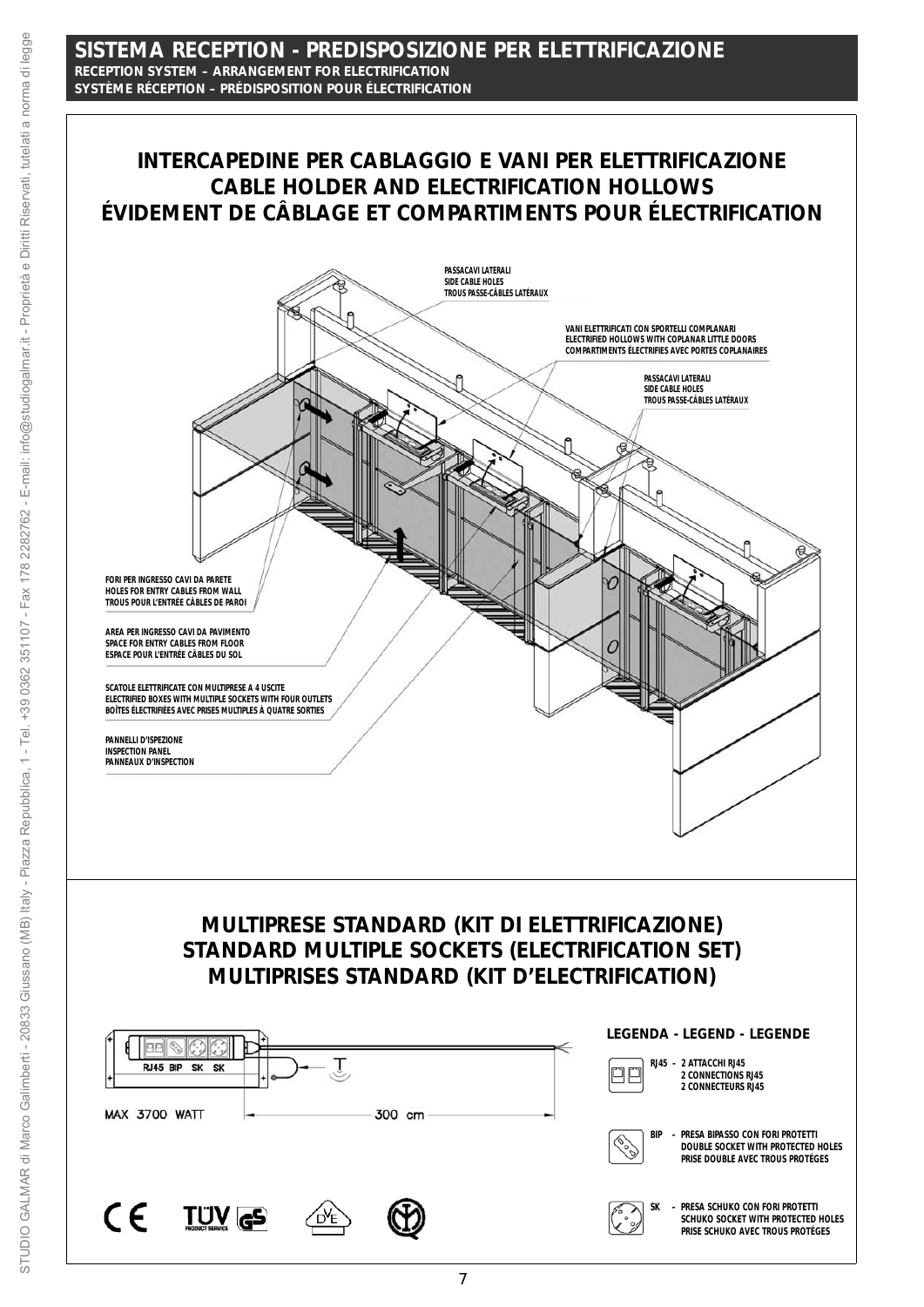# SISTEMA RECEPTION - PREDISPOSIZIONE PER ELETTRIFICAZIONE

**RECEPTION SYSTEM – ARRANGEMENT FOR ELECTRIFICATION**
**SYSTÈME RÉCEPTION – PRÉDISPOSITION POUR ÉLECTRIFICATION**

## INTERCAPEDINE PER CABLAGGIO E VANI PER ELETTRIFICAZIONE
## CABLE HOLDER AND ELECTRIFICATION HOLLOWS
## ÉVIDEMENT DE CÂBLAGE ET COMPARTIMENTS POUR ÉLECTRIFICATION

PASSACAVI LATERALI
SIDE CABLE HOLES
TROUS PASSE-CÂBLES LATÉRAUX

VANI ELETTRIFICATI CON SPORTELLI COMPLANARI
ELECTRIFIED HOLLOWS WITH COPLANAR LITTLE DOORS
COMPARTIMENTS ÉLECTRIFIÉS AVEC PORTES COPLANAIRES

PASSACAVI LATERALI
SIDE CABLE HOLES
TROUS PASSE-CÂBLES LATÉRAUX

FORI PER INGRESSO CAVI DA PARETE
HOLES FOR ENTRY CABLES FROM WALL
TROUS POUR L'ENTRÉE CÂBLES DE PAROI

AREA PER INGRESSO CAVI DA PAVIMENTO
SPACE FOR ENTRY CABLES FROM FLOOR
ESPACE POUR L'ENTRÉE CÂBLES DU SOL

SCATOLE ELETTRIFICATE CON MULTIPRESE A 4 USCITE
ELECTRIFIED BOXES WITH MULTIPLE SOCKETS WITH FOUR OUTLETS
BOÎTES ÉLECTRIFIÉES AVEC PRISES MULTIPLES À QUATRE SORTIES

PANNELLI D'ISPEZIONE
INSPECTION PANEL
PANNEAUX D'INSPECTION

## MULTIPRESE STANDARD (KIT DI ELETTRIFICAZIONE)
## STANDARD MULTIPLE SOCKETS (ELECTRIFICATION SET)
## MULTIPRISES STANDARD (KIT D'ELECTRIFICATION)

RJ45 BIP SK SK

MAX 3700 WATT

300 cm

**LEGENDA - LEGEND - LEGENDE**

- **RJ45** - 2 ATTACCHI RJ45 / 2 CONNECTIONS RJ45 / 2 CONNECTEURS RJ45
- **BIP** - PRESA BIPASSO CON FORI PROTETTI / DOUBLE SOCKET WITH PROTECTED HOLES / PRISE DOUBLE AVEC TROUS PROTÉGES
- **SK** - PRESA SCHUKO CON FORI PROTETTI / SCHUKO SOCKET WITH PROTECTED HOLES / PRISE SCHUKO AVEC TROUS PROTÉGES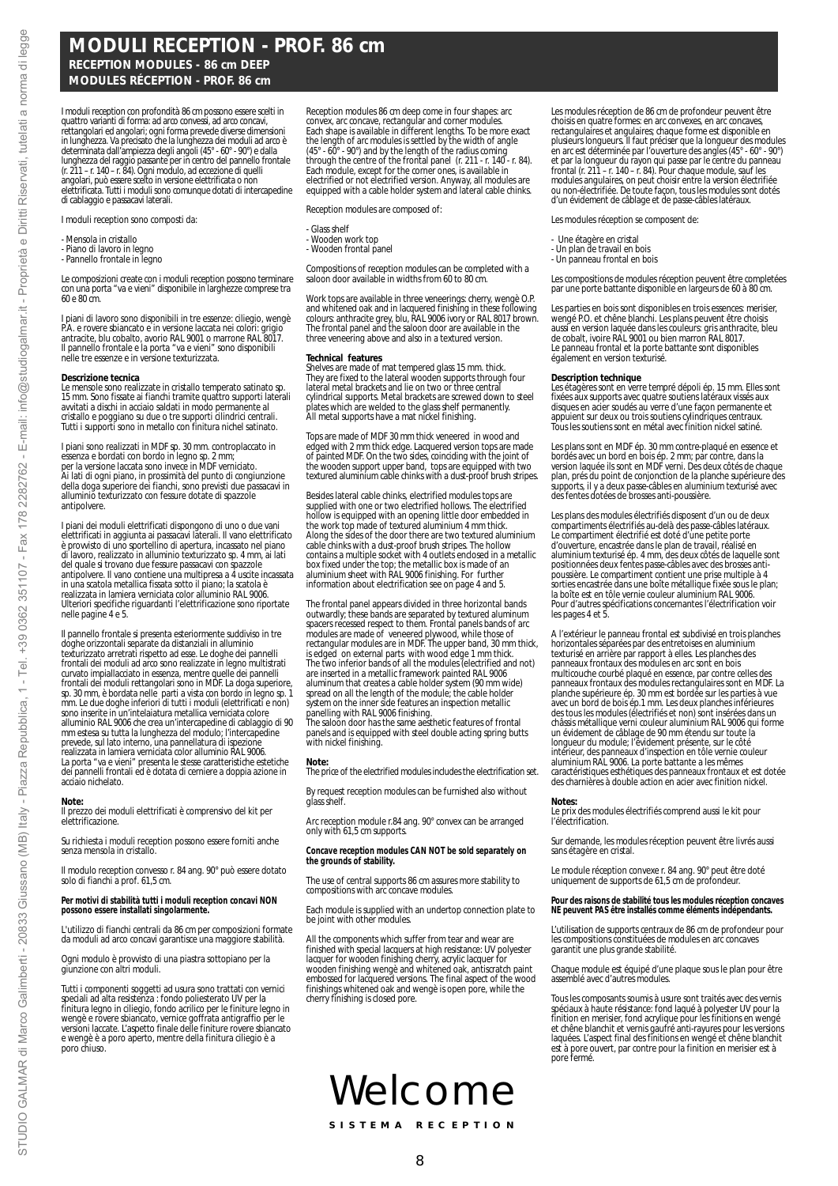# MODULI RECEPTION - PROF. 86 cm

**RECEPTION MODULES - 86 cm DEEP**

**MODULES RÉCEPTION - PROF. 86 cm**

I moduli reception con profondità 86 cm possono essere scelti in quattro varianti di forma: ad arco convessi, ad arco concavi, rettangolari ed angolari; ogni forma prevede diverse dimensioni in lunghezza. Va precisato che la lunghezza dei moduli ad arco è determinata dall'ampiezza degli angoli (45° - 60° - 90°) e dalla lunghezza del raggio passante per in centro del pannello frontale (r. 211 – r. 140 – r. 84). Ogni modulo, ad eccezione di quelli angolari, può essere scelto in versione elettrificata o non elettrificata. Tutti i moduli sono comunque dotati di intercapedine di cablaggio e passacavi laterali.

I moduli reception sono composti da:

- Mensola in cristallo
- Piano di lavoro in legno
- Pannello frontale in legno

Le composizioni create con i moduli reception possono terminare con una porta "va e vieni" disponibile in larghezze comprese tra 60 e 80 cm.

I piani di lavoro sono disponibili in tre essenze: ciliegio, wengè P.A. e rovere sbiancato e in versione laccata nei colori: grigio antracite, blu cobalto, avorio RAL 9001 o marrone RAL 8017. Il pannello frontale e la porta "va e vieni" sono disponibili nelle tre essenze e in versione texturizzata.

**Descrizione tecnica**
Le mensole sono realizzate in cristallo temperato satinato sp. 15 mm. Sono fissate ai fianchi tramite quattro supporti laterali avvitati a dischi in acciaio saldati in modo permanente al cristallo e poggiano su due o tre supporti cilindrici centrali. Tutti i supporti sono in metallo con finitura nichel satinato.

I piani sono realizzati in MDF sp. 30 mm. contropiaccato in essenza e bordati con bordo in legno sp. 2 mm;
per la versione laccata sono invece in MDF verniciato.
Ai lati di ogni piano, in prossimità del punto di congiunzione della doga superiore dei fianchi, sono previsti due passacavi in alluminio texturizzato con fessure dotate di spazzole antipolvere.

I piani dei moduli elettrificati dispongono di uno o due vani elettrificati in aggiunta ai passacavi laterali. Il vano elettrificato è provvisto di uno sportellino di apertura, incassato nel piano di lavoro, realizzato in alluminio texturizzato sp. 4 mm, ai lati del quale si trovano due fessure passacavi con spazzole antipolvere. Il vano contiene una multipresa a 4 uscite incassata in una scatola metallica fissata sotto il piano; la scatola è realizzata in lamiera verniciata color alluminio RAL 9006. Ulteriori specifiche riguardanti l'elettrificazione sono riportate nelle pagine 4 e 5.

Il pannello frontale si presenta esteriormente suddiviso in tre doghe orizzontali separate da distanziali in alluminio texturizzato arretrati rispetto ad esse. Le doghe dei pannelli frontali dei moduli ad arco sono realizzate in legno multistrati curvato impiallacciato in essenza, mentre quelle dei pannelli frontali dei moduli rettangolari sono in MDF. La doga superiore, sp. 30 mm, è bordata nelle parti a vista con bordo in legno sp. 1 mm. Le due doghe inferiori di tutti i moduli (elettrificati e non) sono inserite in un'intelaiatura metallica verniciata colore alluminio RAL 9006 che crea un'intercapedine di cablaggio di 90 mm estesa su tutta la lunghezza del modulo; l'intercapedine prevede, sul lato interno, una pannellatura di ispezione realizzata in lamiera verniciata color alluminio RAL 9006.
La porta "va e vieni" presenta le stesse caratteristiche estetiche dei pannelli frontali ed è dotata di cerniere a doppia azione in acciaio nichelato.

**Note:**
Il prezzo dei moduli elettrificati è comprensivo del kit per elettrificazione.

Su richiesta i moduli reception possono essere forniti anche senza mensola in cristallo.

Il modulo reception convesso r. 84 ang. 90° può essere dotato solo di fianchi a prof. 61,5 cm.

**Per motivi di stabilità tutti i moduli reception concavi NON possono essere installati singolarmente.**

L'utilizzo di fianchi centrali da 86 cm per composizioni formate da moduli ad arco concavi garantisce una maggiore stabilità.

Ogni modulo è provvisto di una piastra sottopiano per la giunzione con altri moduli.

Tutti i componenti soggetti ad usura sono trattati con vernici speciali ad alta resistenza : fondo poliesterato UV per la finitura legno in ciliegio, fondo acrilico per le finiture legno in wengè e rovere sbiancato, vernice goffrata antigraffio per le versioni laccate. L'aspetto finale delle finiture rovere sbiancato e wengè è a poro aperto, mentre della finitura ciliegio è a poro chiuso.

Reception modules 86 cm deep come in four shapes: arc convex, arc concave, rectangular and corner modules. Each shape is available in different lengths. To be more exact the length of arc modules is settled by the width of angle (45° - 60° - 90°) and by the length of the radius coming through the centre of the frontal panel (r. 211 - r. 140 - r. 84). Each module, except for the corner ones, is available in electrified or not electrified version. Anyway, all modules are equipped with a cable holder system and lateral cable chinks.

Reception modules are composed of:

- Glass shelf
- Wooden work top
- Wooden frontal panel

Compositions of reception modules can be completed with a saloon door available in widths from 60 to 80 cm.

Work tops are available in three veneerings: cherry, wengè O.P. and whitened oak and in lacquered finishing in these following colours: anthracite grey, blu, RAL 9006 ivory or RAL 8017 brown. The frontal panel and the saloon door are available in the three veneering above and also in a textured version.

**Technical features**
Shelves are made of mat tempered glass 15 mm. thick. They are fixed to the lateral wooden supports through four lateral metal brackets and lie on two or three central cylindrical supports. Metal brackets are screwed down to steel plates which are welded to the glass shelf permanently. All metal supports have a mat nickel finishing.

Tops are made of MDF 30 mm thick veneered in wood and edged with 2 mm thick edge. Lacquered version tops are made of painted MDF. On the two sides, coinciding with the joint of the wooden support upper band, tops are equipped with two textured aluminium cable chinks with a dust-proof brush stripes.

Besides lateral cable chinks, electrified modules tops are supplied with one or two electrified hollows. The electrified hollow is equipped with an opening little door embedded in the work top made of textured aluminium 4 mm thick. Along the sides of the door there are two textured aluminium cable chinks with a dust-proof brush stripes. The hollow contains a multiple socket with 4 outlets enclosed in a metallic box fixed under the top; the metallic box is made of an aluminium sheet with RAL 9006 finishing. For further information about electrification see on page 4 and 5.

The frontal panel appears divided in three horizontal bands outwardly; these bands are separated by textured aluminum spacers recessed respect to them. Frontal panels bands of arc modules are made of veneered plywood, while those of rectangular modules are in MDF. The upper band, 30 mm thick, is edged on external parts with wood edge 1 mm thick. The two inferior bands of all the modules (electrified and not) are inserted in a metallic framework painted RAL 9006 aluminum that creates a cable holder system (90 mm wide) spread on all the length of the module; the cable holder system on the inner side features an inspection metallic panelling with RAL 9006 finishing.
The saloon door has the same aesthetic features of frontal panels and is equipped with steel double acting spring butts with nickel finishing.

**Note:**
The price of the electrified modules includes the electrification set.

By request reception modules can be furnished also without glass shelf.

Arc reception module r.84 ang. 90° convex can be arranged only with 61,5 cm supports.

**Concave reception modules CAN NOT be sold separately on the grounds of stability.**

The use of central supports 86 cm assures more stability to compositions with arc concave modules.

Each module is supplied with an undertop connection plate to be joint with other modules.

All the components which suffer from tear and wear are finished with special lacquers at high resistance: UV polyester lacquer for wooden finishing cherry, acrylic lacquer for wooden finishing wengè and whitened oak, antiscratch paint embossed for lacquered versions. The final aspect of the wood finishings whitened oak and wengè is open pore, while the cherry finishing is closed pore.

Les modules réception de 86 cm de profondeur peuvent être choisis en quatre formes: en arc convexes, en arc concaves, rectangulaires et angulaires; chaque forme est disponible en plusieurs longueurs. Il faut préciser que la longueur des modules en arc est déterminée par l'ouverture des angles (45° - 60° - 90°) et par la longueur du rayon qui passe par le centre du panneau frontal (r. 211 – r. 140 – r. 84). Pour chaque module, sauf les modules angulaires, on peut choisir entre la version électrifiée ou non-électrifiée. De toute façon, tous les modules sont dotés d'un évidement de câblage et de passe-câbles latéraux.

Les modules réception se composent de:

- Une étagère en cristal
- Un plan de travail en bois
- Un panneau frontal en bois

Les compositions de modules réception peuvent être completées par une porte battante disponible en largeurs de 60 à 80 cm.

Les parties en bois sont disponibles en trois essences: merisier, wengé P.O. et chêne blanchi. Les plans peuvent être choisis aussi en version laquée dans les couleurs: gris anthracite, bleu de cobalt, ivoire RAL 9001 ou bien marron RAL 8017.
Le panneau frontal et la porte battante sont disponibles également en version texturisé.

**Description technique**
Les étagères sont en verre trempé dépoli ép. 15 mm. Elles sont fixées aux supports avec quatre soutiens latéraux vissés aux disques en acier soudés au verre d'une façon permanente et appuient sur deux ou trois soutiens cylindriques centraux. Tous les soutiens sont en métal avec finition nickel satiné.

Les plans sont en MDF ép. 30 mm contre-plaqué en essence et bordés avec un bord en bois ép. 2 mm; par contre, dans la version laquée ils sont en MDF verni. Des deux côtés de chaque plan, prés du point de conjonction de la planche supérieure des supports, il y a deux passe-câbles en aluminium texturisé avec des fentes dotées de brosses anti-poussière.

Les plans des modules électrifiés disposent d'un ou de deux compartiments électrifiés au-delà des passe-câbles latéraux. Le compartiment électrifié est doté d'une petite porte d'ouverture, encastrée dans le plan de travail, réalisé en aluminium texturisé ép. 4 mm, des deux côtés de laquelle sont positionnées deux fentes passe-câbles avec des brosses anti-poussière. Le compartiment contient une prise multiple à 4 sorties encastrée dans une boîte métallique fixée sous le plan; la boîte est en tôle vernie couleur aluminium RAL 9006. Pour d'autres spécifications concernantes l'électrification voir les pages 4 et 5.

A l'extérieur le panneau frontal est subdivisé en trois planches horizontales séparées par des entretoises en aluminium texturisé en arrière par rapport à elles. Les planches des panneaux frontaux des modules en arc sont en bois multicouche courbé plaqué en essence, par contre celles des panneaux frontaux des modules rectangulaires sont en MDF. La planche supérieure ép. 30 mm est bordée sur les parties à vue avec un bord de bois ép.1 mm. Les deux planches inférieures des tous les modules (électrifiés et non) sont insérées dans un châssis métallique verni couleur aluminium RAL 9006 qui forme un évidement de câblage de 90 mm étendu sur toute la longueur du module; l'évidement présente, sur le côté intérieur, des panneaux d'inspection en tôle vernie couleur aluminium RAL 9006. La porte battante a les mêmes caractéristiques esthétiques des panneaux frontaux et est dotée des charnières à double action en acier avec finition nickel.

**Notes:**
Le prix des modules électrifiés comprend aussi le kit pour l'électrification.

Sur demande, les modules réception peuvent être livrés aussi sans étagère en cristal.

Le module réception convexe r. 84 ang. 90° peut être doté uniquement de supports de 61,5 cm de profondeur.

**Pour des raisons de stabilité tous les modules réception concaves NE peuvent PAS être installés comme éléments indépendants.**

L'utilisation de supports centraux de 86 cm de profondeur pour les compositions constituées de modules en arc concaves garantit une plus grande stabilité.

Chaque module est équipé d'une plaque sous le plan pour être assemblé avec d'autres modules.

Tous les composants soumis à usure sont traités avec des vernis spéciaux à haute résistance: fond laqué à polyester UV pour la finition en merisier, fond acrylique pour les finitions en wengé et chêne blanchit et vernis gaufré anti-rayures pour les versions laquées. L'aspect final des finitions en wengé et chêne blanchit est à pore ouvert, par contre pour la finition en merisier est à pore fermé.

Welcome

SISTEMA RECEPTION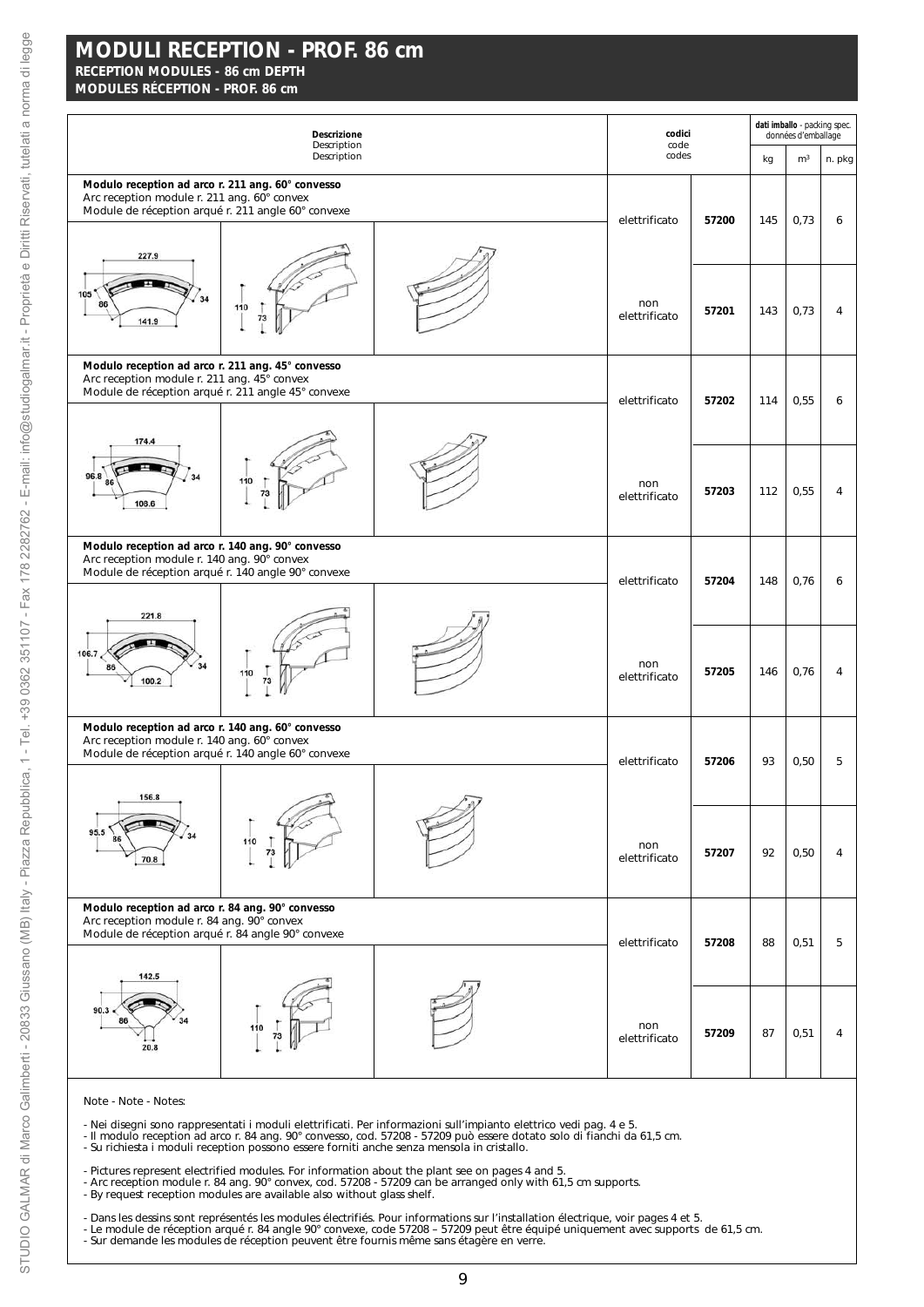# MODULI RECEPTION - PROF. 86 cm

**RECEPTION MODULES - 86 cm DEPTH**

**MODULES RÉCEPTION - PROF. 86 cm**

| Descrizione / Description / Description | codici / code / codes | | kg | m³ | n. pkg |
|---|---|---|---|---|---|
| **Modulo reception ad arco r. 211 ang. 60° convesso**<br>Arc reception module r. 211 ang. 60° convex<br>Module de réception arqué r. 211 angle 60° convexe | elettrificato | **57200** | 145 | 0,73 | 6 |
| | non elettrificato | **57201** | 143 | 0,73 | 4 |
| **Modulo reception ad arco r. 211 ang. 45° convesso**<br>Arc reception module r. 211 ang. 45° convex<br>Module de réception arqué r. 211 angle 45° convexe | elettrificato | **57202** | 114 | 0,55 | 6 |
| | non elettrificato | **57203** | 112 | 0,55 | 4 |
| **Modulo reception ad arco r. 140 ang. 90° convesso**<br>Arc reception module r. 140 ang. 90° convex<br>Module de réception arqué r. 140 angle 90° convexe | elettrificato | **57204** | 148 | 0,76 | 6 |
| | non elettrificato | **57205** | 146 | 0,76 | 4 |
| **Modulo reception ad arco r. 140 ang. 60° convesso**<br>Arc reception module r. 140 ang. 60° convex<br>Module de réception arqué r. 140 angle 60° convexe | elettrificato | **57206** | 93 | 0,50 | 5 |
| | non elettrificato | **57207** | 92 | 0,50 | 4 |
| **Modulo reception ad arco r. 84 ang. 90° convesso**<br>Arc reception module r. 84 ang. 90° convex<br>Module de réception arqué r. 84 angle 90° convexe | elettrificato | **57208** | 88 | 0,51 | 5 |
| | non elettrificato | **57209** | 87 | 0,51 | 4 |

Note - Note - Notes:

- Nei disegni sono rappresentati i moduli elettrificati. Per informazioni sull'impianto elettrico vedi pag. 4 e 5.
- Il modulo reception ad arco r. 84 ang. 90° convesso, cod. 57208 - 57209 può essere dotato solo di fianchi da 61,5 cm.
- Su richiesta i moduli reception possono essere forniti anche senza mensola in cristallo.

- Pictures represent electrified modules. For information about the plant see on pages 4 and 5.
- Arc reception module r. 84 ang. 90° convex, cod. 57208 - 57209 can be arranged only with 61,5 cm supports.
- By request reception modules are available also without glass shelf.

- Dans les dessins sont représentés les modules électrifiés. Pour informations sur l'installation électrique, voir pages 4 et 5.
- Le module de réception arqué r. 84 angle 90° convexe, code 57208 – 57209 peut être équipé uniquement avec supports de 61,5 cm.
- Sur demande les modules de réception peuvent être fournis même sans étagère en verre.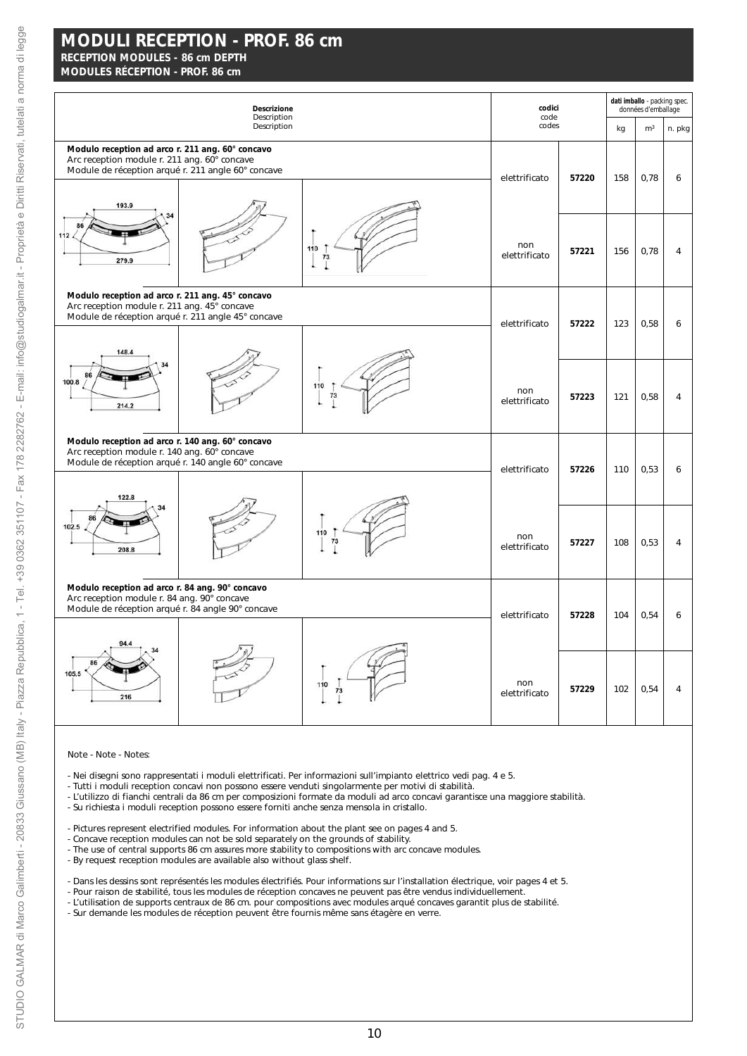# MODULI RECEPTION - PROF. 86 cm

**RECEPTION MODULES - 86 cm DEPTH**

**MODULES RÉCEPTION - PROF. 86 cm**

| Descrizione / Description / Description | codici / code / codes | | dati imballo - packing spec. - données d'emballage | | |
|---|---|---|---|---|---|
| | | | kg | m³ | n. pkg |
| **Modulo reception ad arco r. 211 ang. 60° concavo**<br>Arc reception module r. 211 ang. 60° concave<br>Module de réception arqué r. 211 angle 60° concave<br>(193.9 – 34 – 86 – 112 – 279.9 – 110 – 73) | elettrificato | **57220** | 158 | 0,78 | 6 |
| | non elettrificato | **57221** | 156 | 0,78 | 4 |
| **Modulo reception ad arco r. 211 ang. 45° concavo**<br>Arc reception module r. 211 ang. 45° concave<br>Module de réception arqué r. 211 angle 45° concave<br>(148.4 – 34 – 86 – 100.8 – 214.2 – 110 – 73) | elettrificato | **57222** | 123 | 0,58 | 6 |
| | non elettrificato | **57223** | 121 | 0,58 | 4 |
| **Modulo reception ad arco r. 140 ang. 60° concavo**<br>Arc reception module r. 140 ang. 60° concave<br>Module de réception arqué r. 140 angle 60° concave<br>(122.8 – 34 – 86 – 102.5 – 208.8 – 110 – 73) | elettrificato | **57226** | 110 | 0,53 | 6 |
| | non elettrificato | **57227** | 108 | 0,53 | 4 |
| **Modulo reception ad arco r. 84 ang. 90° concavo**<br>Arc reception module r. 84 ang. 90° concave<br>Module de réception arqué r. 84 angle 90° concave<br>(94.4 – 34 – 86 – 105.5 – 216 – 110 – 73) | elettrificato | **57228** | 104 | 0,54 | 6 |
| | non elettrificato | **57229** | 102 | 0,54 | 4 |

Note - Note - Notes:

- Nei disegni sono rappresentati i moduli elettrificati. Per informazioni sull'impianto elettrico vedi pag. 4 e 5.
- Tutti i moduli reception concavi non possono essere venduti singolarmente per motivi di stabilità.
- L'utilizzo di fianchi centrali da 86 cm per composizioni formate da moduli ad arco concavi garantisce una maggiore stabilità.
- Su richiesta i moduli reception possono essere forniti anche senza mensola in cristallo.

- Pictures represent electrified modules. For information about the plant see on pages 4 and 5.
- Concave reception modules can not be sold separately on the grounds of stability.
- The use of central supports 86 cm assures more stability to compositions with arc concave modules.
- By request reception modules are available also without glass shelf.

- Dans les dessins sont représentés les modules électrifiés. Pour informations sur l'installation électrique, voir pages 4 et 5.
- Pour raison de stabilité, tous les modules de réception concaves ne peuvent pas être vendus individuellement.
- L'utilisation de supports centraux de 86 cm. pour compositions avec modules arqué concaves garantit plus de stabilité.
- Sur demande les modules de réception peuvent être fournis même sans étagère en verre.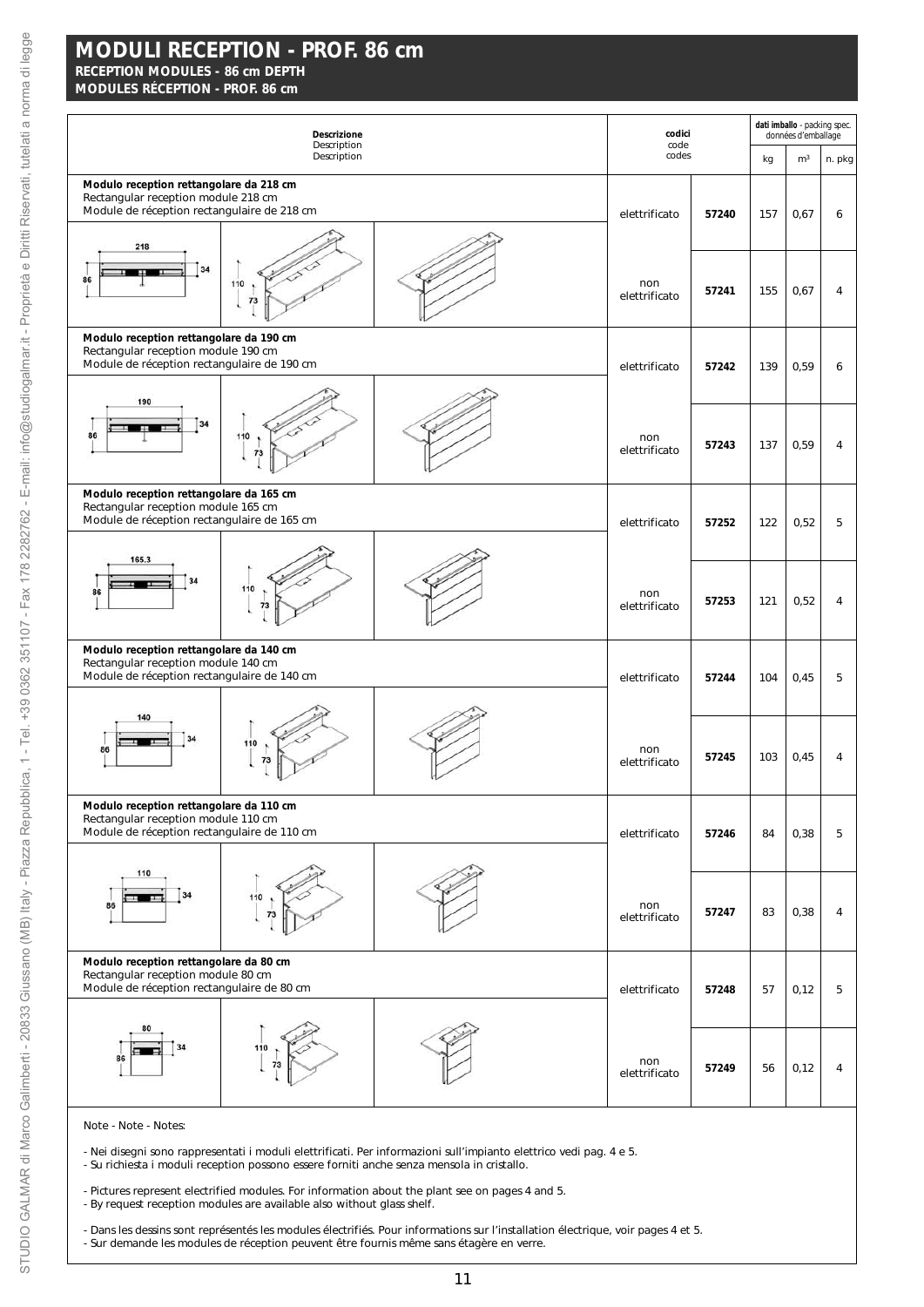# MODULI RECEPTION - PROF. 86 cm

**RECEPTION MODULES - 86 cm DEPTH**
**MODULES RÉCEPTION - PROF. 86 cm**

| **Descrizione** Description Description | codici code codes | | dati imballo - packing spec. données d'emballage kg | m³ | n. pkg |
|---|---|---|---|---|---|
| **Modulo reception rettangolare da 218 cm** Rectangular reception module 218 cm Module de réception rectangulaire de 218 cm | elettrificato | **57240** | 157 | 0,67 | 6 |
| | non elettrificato | **57241** | 155 | 0,67 | 4 |
| **Modulo reception rettangolare da 190 cm** Rectangular reception module 190 cm Module de réception rectangulaire de 190 cm | elettrificato | **57242** | 139 | 0,59 | 6 |
| | non elettrificato | **57243** | 137 | 0,59 | 4 |
| **Modulo reception rettangolare da 165 cm** Rectangular reception module 165 cm Module de réception rectangulaire de 165 cm | elettrificato | **57252** | 122 | 0,52 | 5 |
| | non elettrificato | **57253** | 121 | 0,52 | 4 |
| **Modulo reception rettangolare da 140 cm** Rectangular reception module 140 cm Module de réception rectangulaire de 140 cm | elettrificato | **57244** | 104 | 0,45 | 5 |
| | non elettrificato | **57245** | 103 | 0,45 | 4 |
| **Modulo reception rettangolare da 110 cm** Rectangular reception module 110 cm Module de réception rectangulaire de 110 cm | elettrificato | **57246** | 84 | 0,38 | 5 |
| | non elettrificato | **57247** | 83 | 0,38 | 4 |
| **Modulo reception rettangolare da 80 cm** Rectangular reception module 80 cm Module de réception rectangulaire de 80 cm | elettrificato | **57248** | 57 | 0,12 | 5 |
| | non elettrificato | **57249** | 56 | 0,12 | 4 |

Note - Note - Notes:

- Nei disegni sono rappresentati i moduli elettrificati. Per informazioni sull'impianto elettrico vedi pag. 4 e 5.
- Su richiesta i moduli reception possono essere forniti anche senza mensola in cristallo.

- Pictures represent electrified modules. For information about the plant see on pages 4 and 5.
- By request reception modules are available also without glass shelf.

- Dans les dessins sont représentés les modules électrifiés. Pour informations sur l'installation électrique, voir pages 4 et 5.
- Sur demande les modules de réception peuvent être fournis même sans étagère en verre.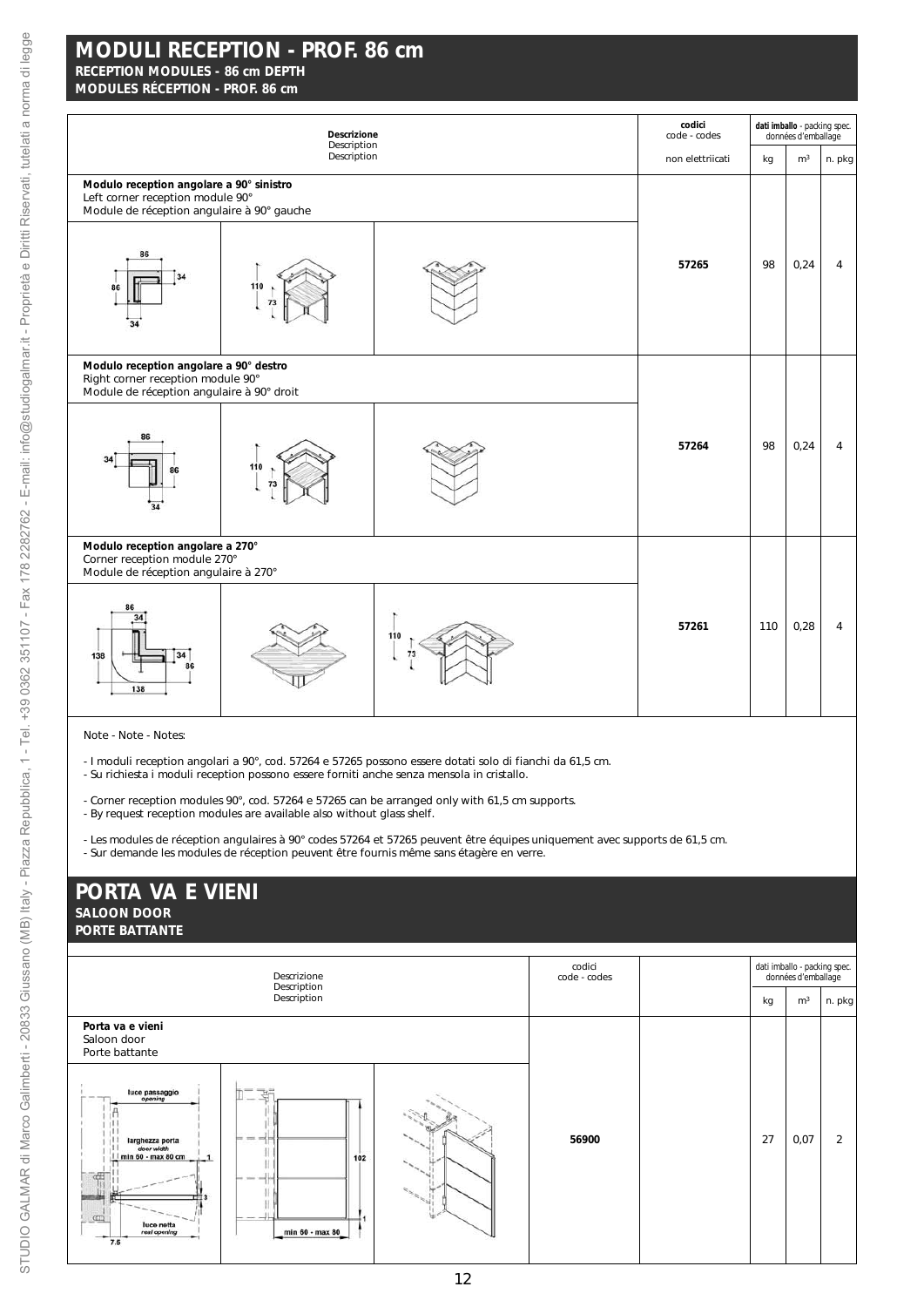# MODULI RECEPTION - PROF. 86 cm

**RECEPTION MODULES - 86 cm DEPTH**

**MODULES RÉCEPTION - PROF. 86 cm**

| Descrizione / Description / Description | codici / code - codes / non elettriicati | dati imballo - packing spec. données d'emballage kg | m³ | n. pkg |
|---|---|---|---|---|
| **Modulo reception angolare a 90° sinistro**<br>Left corner reception module 90°<br>Module de réception angulaire à 90° gauche | **57265** | 98 | 0,24 | 4 |
| **Modulo reception angolare a 90° destro**<br>Right corner reception module 90°<br>Module de réception angulaire à 90° droit | **57264** | 98 | 0,24 | 4 |
| **Modulo reception angolare a 270°**<br>Corner reception module 270°<br>Module de réception angulaire à 270° | **57261** | 110 | 0,28 | 4 |

Note - Note - Notes:

- I moduli reception angolari a 90°, cod. 57264 e 57265 possono essere dotati solo di fianchi da 61,5 cm.
- Su richiesta i moduli reception possono essere forniti anche senza mensola in cristallo.

- Corner reception modules 90°, cod. 57264 e 57265 can be arranged only with 61,5 cm supports.
- By request reception modules are available also without glass shelf.

- Les modules de réception angulaires à 90° codes 57264 et 57265 peuvent être équipes uniquement avec supports de 61,5 cm.
- Sur demande les modules de réception peuvent être fournis même sans étagère en verre.

# PORTA VA E VIENI

**SALOON DOOR**

**PORTE BATTANTE**

| Descrizione / Description / Description | codici / code - codes | | dati imballo - packing spec. données d'emballage kg | m³ | n. pkg |
|---|---|---|---|---|---|
| **Porta va e vieni**<br>Saloon door<br>Porte battante | **56900** | | 27 | 0,07 | 2 |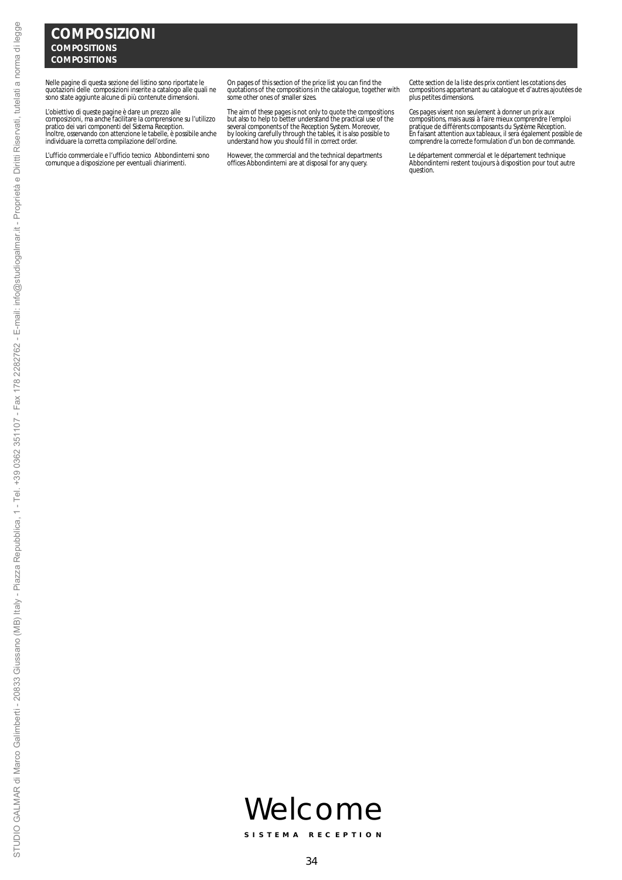# COMPOSIZIONI
## COMPOSITIONS
## COMPOSITIONS

Nelle pagine di questa sezione del listino sono riportate le quotazioni delle composizioni inserite a catalogo alle quali ne sono state aggiunte alcune di più contenute dimensioni.

L'obiettivo di queste pagine è dare un prezzo alle composizioni, ma anche facilitare la comprensione su l'utilizzo pratico dei vari componenti del Sistema Reception. Inoltre, osservando con attenzione le tabelle, è possibile anche individuare la corretta compilazione dell'ordine.

L'ufficio commerciale e l'ufficio tecnico Abbondinterni sono comunque a disposizione per eventuali chiarimenti.

On pages of this section of the price list you can find the quotations of the compositions in the catalogue, together with some other ones of smaller sizes.

The aim of these pages is not only to quote the compositions but also to help to better understand the practical use of the several components of the Reception System. Moreover, by looking carefully through the tables, it is also possible to understand how you should fill in correct order.

However, the commercial and the technical departments offices Abbondinterni are at disposal for any query.

Cette section de la liste des prix contient les cotations des compositions appartenant au catalogue et d'autres ajoutées de plus petites dimensions.

Ces pages visent non seulement à donner un prix aux compositions, mais aussi à faire mieux comprendre l'emploi pratique de différents composants du Système Réception. En faisant attention aux tableaux, il sera également possible de comprendre la correcte formulation d'un bon de commande.

Le département commercial et le département technique Abbondinterni restent toujours à disposition pour tout autre question.

Welcome

SISTEMA RECEPTION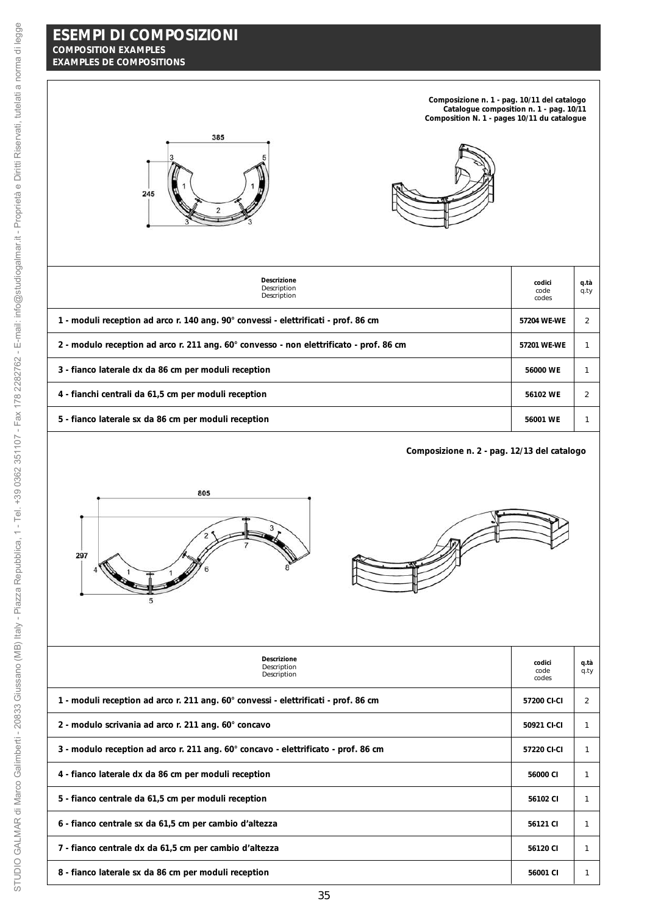# ESEMPI DI COMPOSIZIONI

**COMPOSITION EXAMPLES**

**EXAMPLES DE COMPOSITIONS**

**Composizione n. 1 - pag. 10/11 del catalogo**
**Catalogue composition n. 1 - pag. 10/11**
**Composition N. 1 - pages 10/11 du catalogue**

| Descrizione<br>Description<br>Description | codici<br>code<br>codes | q.tà<br>q.ty |
|---|---|---|
| 1 - moduli reception ad arco r. 140 ang. 90° convessi - elettrificati - prof. 86 cm | 57204 WE-WE | 2 |
| 2 - modulo reception ad arco r. 211 ang. 60° convesso - non elettrificato - prof. 86 cm | 57201 WE-WE | 1 |
| 3 - fianco laterale dx da 86 cm per moduli reception | 56000 WE | 1 |
| 4 - fianchi centrali da 61,5 cm per moduli reception | 56102 WE | 2 |
| 5 - fianco laterale sx da 86 cm per moduli reception | 56001 WE | 1 |

**Composizione n. 2 - pag. 12/13 del catalogo**

| Descrizione<br>Description<br>Description | codici<br>code<br>codes | q.tà<br>q.ty |
|---|---|---|
| 1 - moduli reception ad arco r. 211 ang. 60° convessi - elettrificati - prof. 86 cm | 57200 CI-CI | 2 |
| 2 - modulo scrivania ad arco r. 211 ang. 60° concavo | 50921 CI-CI | 1 |
| 3 - modulo reception ad arco r. 211 ang. 60° concavo - elettrificato - prof. 86 cm | 57220 CI-CI | 1 |
| 4 - fianco laterale dx da 86 cm per moduli reception | 56000 CI | 1 |
| 5 - fianco centrale da 61,5 cm per moduli reception | 56102 CI | 1 |
| 6 - fianco centrale sx da 61,5 cm per cambio d'altezza | 56121 CI | 1 |
| 7 - fianco centrale dx da 61,5 cm per cambio d'altezza | 56120 CI | 1 |
| 8 - fianco laterale sx da 86 cm per moduli reception | 56001 CI | 1 |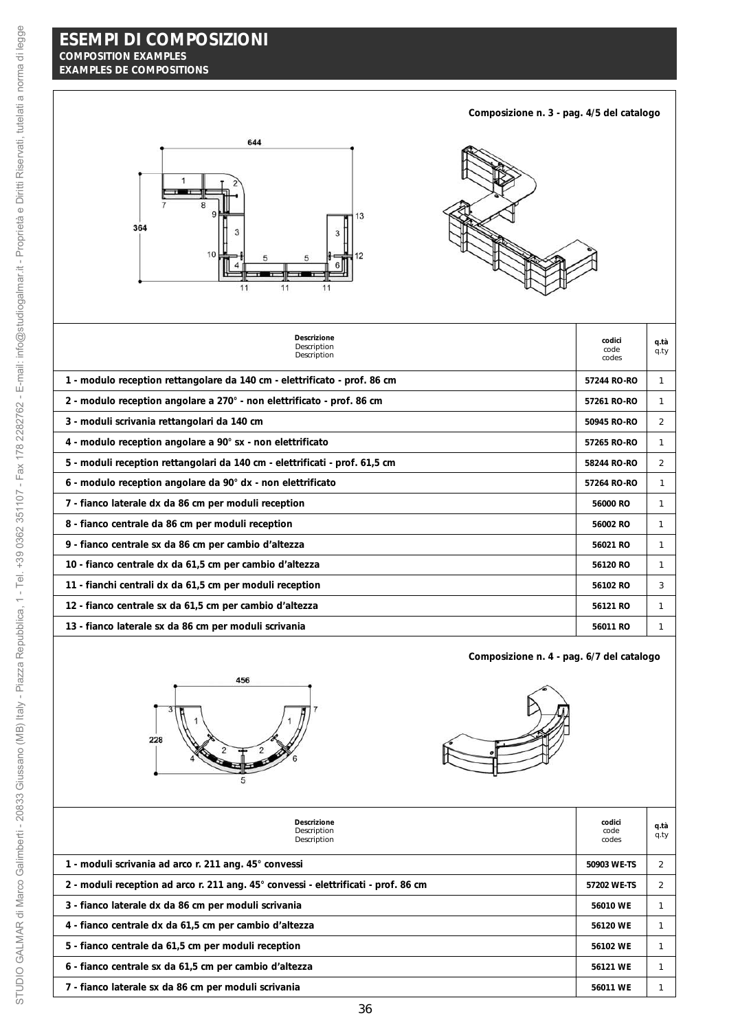# ESEMPI DI COMPOSIZIONI

**COMPOSITION EXAMPLES**

**EXAMPLES DE COMPOSITIONS**

**Composizione n. 3 - pag. 4/5 del catalogo**

| Descrizione<br>Description<br>Description | codici<br>code<br>codes | q.tà<br>q.ty |
|---|---|---|
| **1 - modulo reception rettangolare da 140 cm - elettrificato - prof. 86 cm** | **57244 RO-RO** | 1 |
| **2 - modulo reception angolare a 270° - non elettrificato - prof. 86 cm** | **57261 RO-RO** | 1 |
| **3 - moduli scrivania rettangolari da 140 cm** | **50945 RO-RO** | 2 |
| **4 - modulo reception angolare a 90° sx - non elettrificato** | **57265 RO-RO** | 1 |
| **5 - moduli reception rettangolari da 140 cm - elettrificati - prof. 61,5 cm** | **58244 RO-RO** | 2 |
| **6 - modulo reception angolare da 90° dx - non elettrificato** | **57264 RO-RO** | 1 |
| **7 - fianco laterale dx da 86 cm per moduli reception** | **56000 RO** | 1 |
| **8 - fianco centrale da 86 cm per moduli reception** | **56002 RO** | 1 |
| **9 - fianco centrale sx da 86 cm per cambio d'altezza** | **56021 RO** | 1 |
| **10 - fianco centrale dx da 61,5 cm per cambio d'altezza** | **56120 RO** | 1 |
| **11 - fianchi centrali dx da 61,5 cm per moduli reception** | **56102 RO** | 3 |
| **12 - fianco centrale sx da 61,5 cm per cambio d'altezza** | **56121 RO** | 1 |
| **13 - fianco laterale sx da 86 cm per moduli scrivania** | **56011 RO** | 1 |

**Composizione n. 4 - pag. 6/7 del catalogo**

| Descrizione<br>Description<br>Description | codici<br>code<br>codes | q.tà<br>q.ty |
|---|---|---|
| **1 - moduli scrivania ad arco r. 211 ang. 45° convessi** | **50903 WE-TS** | 2 |
| **2 - moduli reception ad arco r. 211 ang. 45° convessi - elettrificati - prof. 86 cm** | **57202 WE-TS** | 2 |
| **3 - fianco laterale dx da 86 cm per moduli scrivania** | **56010 WE** | 1 |
| **4 - fianco centrale dx da 61,5 cm per cambio d'altezza** | **56120 WE** | 1 |
| **5 - fianco centrale da 61,5 cm per moduli reception** | **56102 WE** | 1 |
| **6 - fianco centrale sx da 61,5 cm per cambio d'altezza** | **56121 WE** | 1 |
| **7 - fianco laterale sx da 86 cm per moduli scrivania** | **56011 WE** | 1 |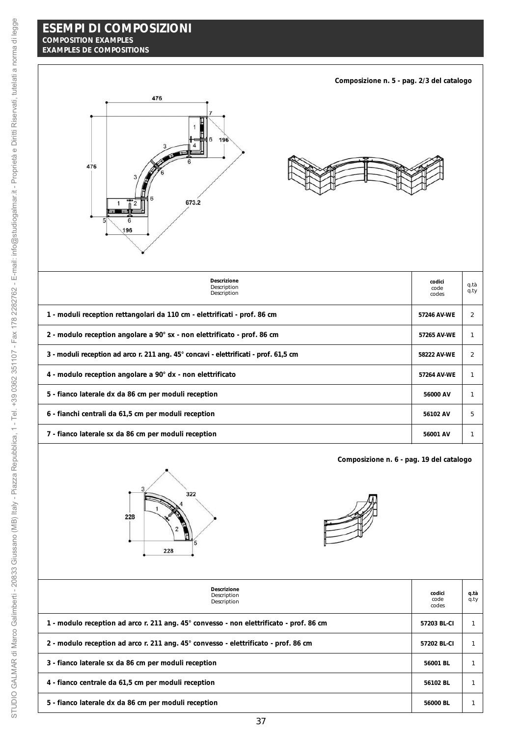## ESEMPI DI COMPOSIZIONI
**COMPOSITION EXAMPLES**
**EXAMPLES DE COMPOSITIONS**

**Composizione n. 5 - pag. 2/3 del catalogo**

| Descrizione<br>Description<br>Description | codici<br>code<br>codes | q.tà<br>q.ty |
|---|---|---|
| 1 - moduli reception rettangolari da 110 cm - elettrificati - prof. 86 cm | 57246 AV-WE | 2 |
| 2 - modulo reception angolare a 90° sx - non elettrificato - prof. 86 cm | 57265 AV-WE | 1 |
| 3 - moduli reception ad arco r. 211 ang. 45° concavi - elettrificati - prof. 61,5 cm | 58222 AV-WE | 2 |
| 4 - modulo reception angolare a 90° dx - non elettrificato | 57264 AV-WE | 1 |
| 5 - fianco laterale dx da 86 cm per moduli reception | 56000 AV | 1 |
| 6 - fianchi centrali da 61,5 cm per moduli reception | 56102 AV | 5 |
| 7 - fianco laterale sx da 86 cm per moduli reception | 56001 AV | 1 |

**Composizione n. 6 - pag. 19 del catalogo**

| Descrizione<br>Description<br>Description | codici<br>code<br>codes | q.tà<br>q.ty |
|---|---|---|
| 1 - modulo reception ad arco r. 211 ang. 45° convesso - non elettrificato - prof. 86 cm | 57203 BL-CI | 1 |
| 2 - modulo reception ad arco r. 211 ang. 45° convesso - elettrificato - prof. 86 cm | 57202 BL-CI | 1 |
| 3 - fianco laterale sx da 86 cm per moduli reception | 56001 BL | 1 |
| 4 - fianco centrale da 61,5 cm per moduli reception | 56102 BL | 1 |
| 5 - fianco laterale dx da 86 cm per moduli reception | 56000 BL | 1 |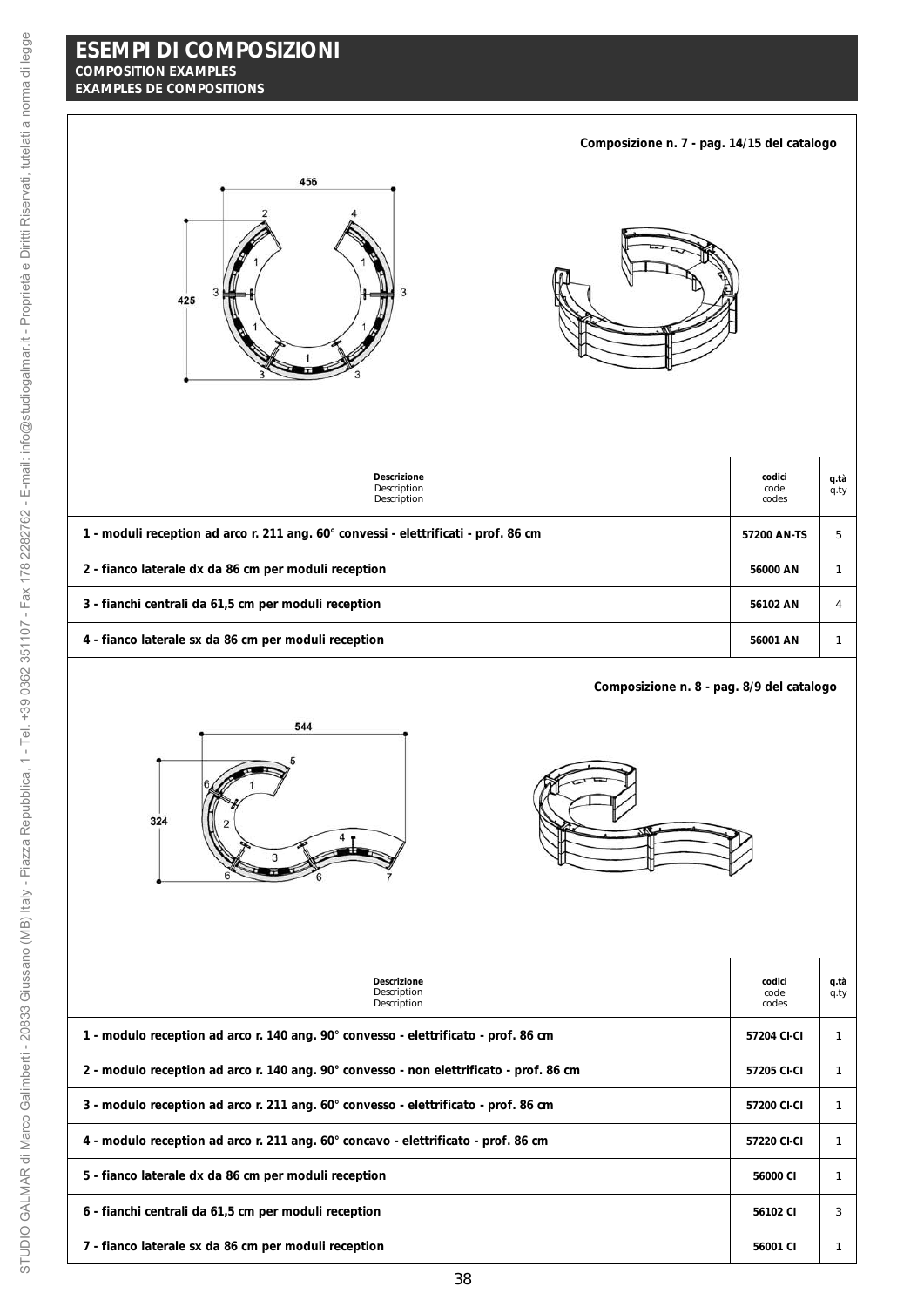# ESEMPI DI COMPOSIZIONI

**COMPOSITION EXAMPLES**

**EXAMPLES DE COMPOSITIONS**

**Composizione n. 7 - pag. 14/15 del catalogo**

| Descrizione<br>Description<br>Description | codici<br>code<br>codes | q.tà<br>q.ty |
|---|---|---|
| **1 - moduli reception ad arco r. 211 ang. 60° convessi - elettrificati - prof. 86 cm** | **57200 AN-TS** | 5 |
| **2 - fianco laterale dx da 86 cm per moduli reception** | **56000 AN** | 1 |
| **3 - fianchi centrali da 61,5 cm per moduli reception** | **56102 AN** | 4 |
| **4 - fianco laterale sx da 86 cm per moduli reception** | **56001 AN** | 1 |

**Composizione n. 8 - pag. 8/9 del catalogo**

| Descrizione<br>Description<br>Description | codici<br>code<br>codes | q.tà<br>q.ty |
|---|---|---|
| **1 - modulo reception ad arco r. 140 ang. 90° convesso - elettrificato - prof. 86 cm** | **57204 CI-CI** | 1 |
| **2 - modulo reception ad arco r. 140 ang. 90° convesso - non elettrificato - prof. 86 cm** | **57205 CI-CI** | 1 |
| **3 - modulo reception ad arco r. 211 ang. 60° convesso - elettrificato - prof. 86 cm** | **57200 CI-CI** | 1 |
| **4 - modulo reception ad arco r. 211 ang. 60° concavo - elettrificato - prof. 86 cm** | **57220 CI-CI** | 1 |
| **5 - fianco laterale dx da 86 cm per moduli reception** | **56000 CI** | 1 |
| **6 - fianchi centrali da 61,5 cm per moduli reception** | **56102 CI** | 3 |
| **7 - fianco laterale sx da 86 cm per moduli reception** | **56001 CI** | 1 |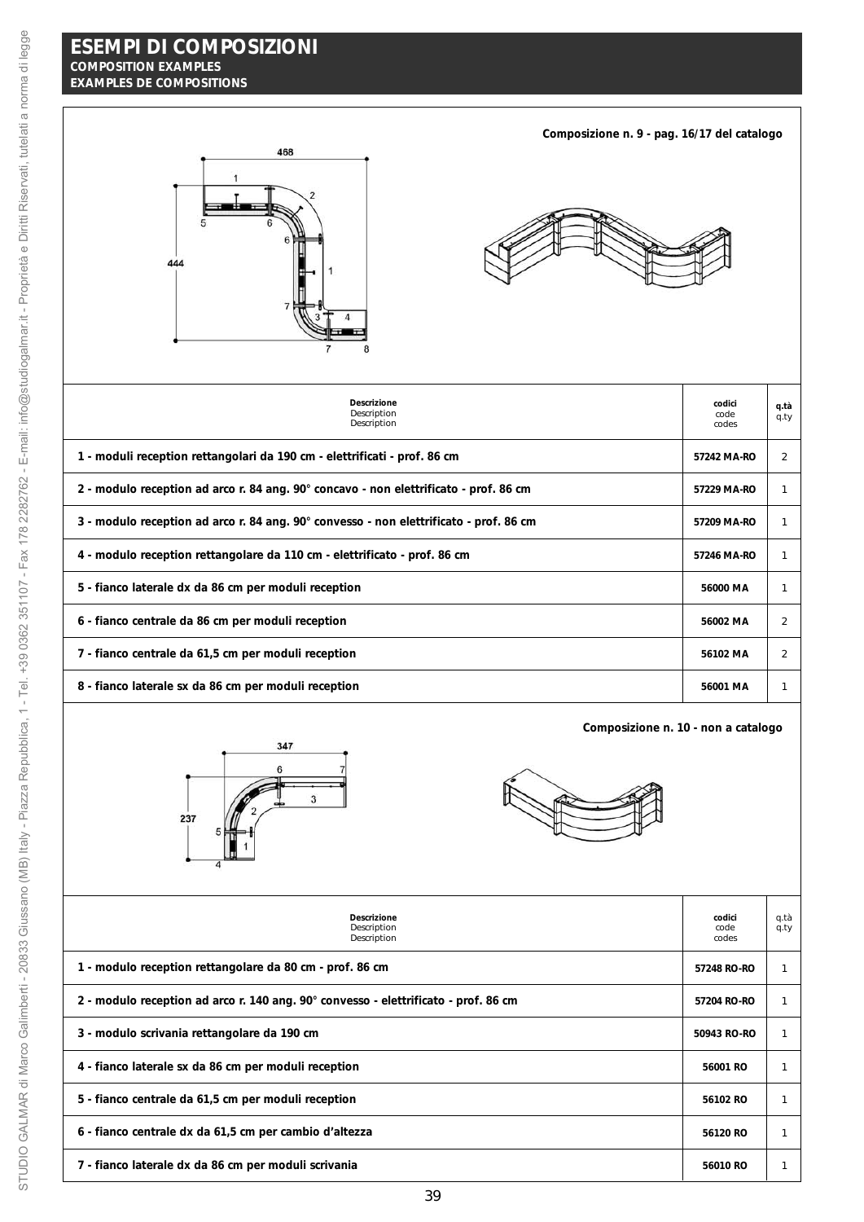# ESEMPI DI COMPOSIZIONI

**COMPOSITION EXAMPLES**

**EXAMPLES DE COMPOSITIONS**

**Composizione n. 9 - pag. 16/17 del catalogo**

| **Descrizione** Description Description | **codici** code codes | **q.tà** q.ty |
|---|---|---|
| **1 - moduli reception rettangolari da 190 cm - elettrificati - prof. 86 cm** | **57242 MA-RO** | 2 |
| **2 - modulo reception ad arco r. 84 ang. 90° concavo - non elettrificato - prof. 86 cm** | **57229 MA-RO** | 1 |
| **3 - modulo reception ad arco r. 84 ang. 90° convesso - non elettrificato - prof. 86 cm** | **57209 MA-RO** | 1 |
| **4 - modulo reception rettangolare da 110 cm - elettrificato - prof. 86 cm** | **57246 MA-RO** | 1 |
| **5 - fianco laterale dx da 86 cm per moduli reception** | **56000 MA** | 1 |
| **6 - fianco centrale da 86 cm per moduli reception** | **56002 MA** | 2 |
| **7 - fianco centrale da 61,5 cm per moduli reception** | **56102 MA** | 2 |
| **8 - fianco laterale sx da 86 cm per moduli reception** | **56001 MA** | 1 |

**Composizione n. 10 - non a catalogo**

| **Descrizione** Description Description | **codici** code codes | q.tà q.ty |
|---|---|---|
| **1 - modulo reception rettangolare da 80 cm - prof. 86 cm** | **57248 RO-RO** | 1 |
| **2 - modulo reception ad arco r. 140 ang. 90° convesso - elettrificato - prof. 86 cm** | **57204 RO-RO** | 1 |
| **3 - modulo scrivania rettangolare da 190 cm** | **50943 RO-RO** | 1 |
| **4 - fianco laterale sx da 86 cm per moduli reception** | **56001 RO** | 1 |
| **5 - fianco centrale da 61,5 cm per moduli reception** | **56102 RO** | 1 |
| **6 - fianco centrale dx da 61,5 cm per cambio d'altezza** | **56120 RO** | 1 |
| **7 - fianco laterale dx da 86 cm per moduli scrivania** | **56010 RO** | 1 |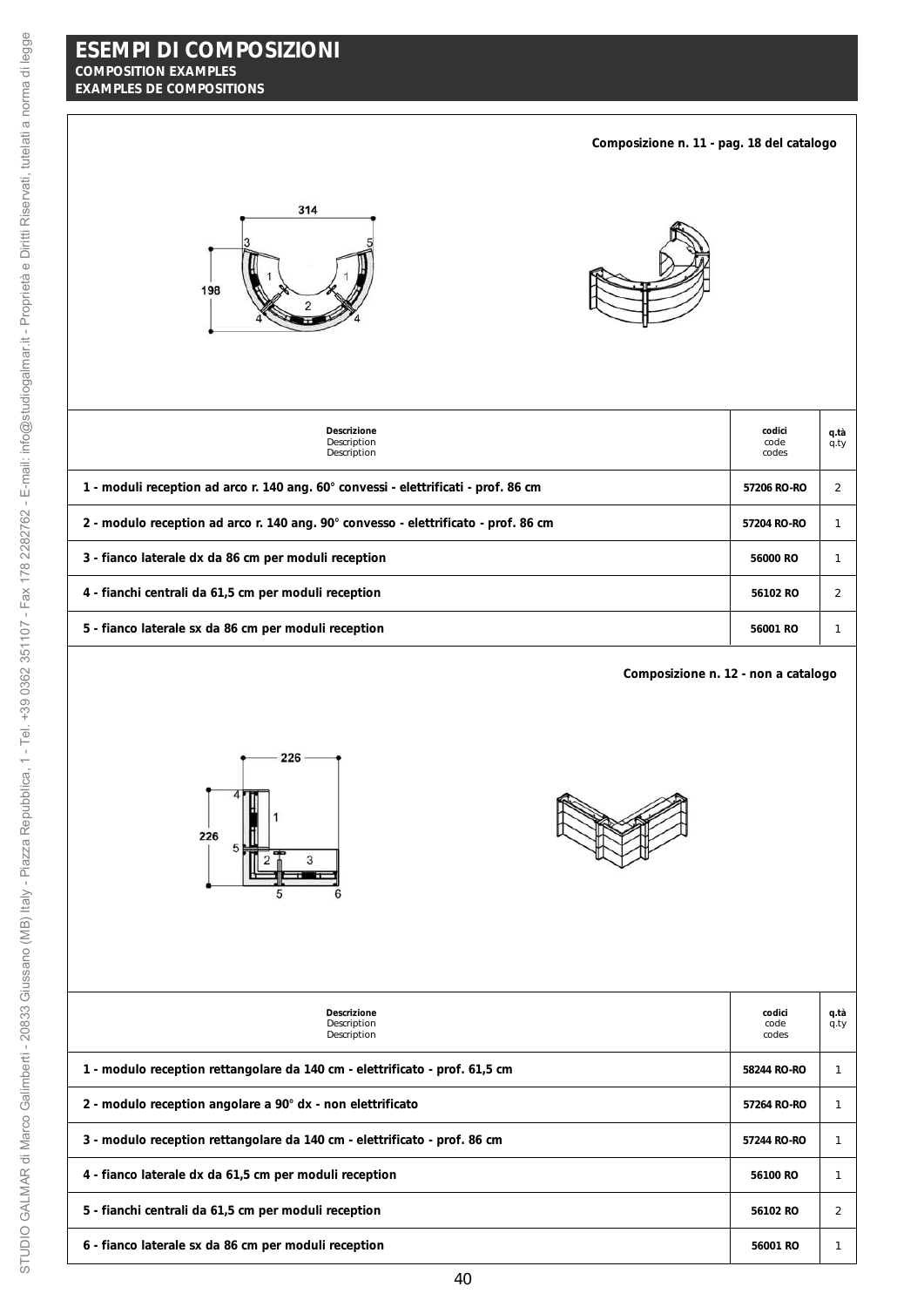# ESEMPI DI COMPOSIZIONI
**COMPOSITION EXAMPLES**
**EXAMPLES DE COMPOSITIONS**

**Composizione n. 11 - pag. 18 del catalogo**

| Descrizione<br>Description<br>Description | codici<br>code<br>codes | q.tà<br>q.ty |
|---|---|---|
| 1 - moduli reception ad arco r. 140 ang. 60° convessi - elettrificati - prof. 86 cm | 57206 RO-RO | 2 |
| 2 - modulo reception ad arco r. 140 ang. 90° convesso - elettrificato - prof. 86 cm | 57204 RO-RO | 1 |
| 3 - fianco laterale dx da 86 cm per moduli reception | 56000 RO | 1 |
| 4 - fianchi centrali da 61,5 cm per moduli reception | 56102 RO | 2 |
| 5 - fianco laterale sx da 86 cm per moduli reception | 56001 RO | 1 |

**Composizione n. 12 - non a catalogo**

| Descrizione<br>Description<br>Description | codici<br>code<br>codes | q.tà<br>q.ty |
|---|---|---|
| 1 - modulo reception rettangolare da 140 cm - elettrificato - prof. 61,5 cm | 58244 RO-RO | 1 |
| 2 - modulo reception angolare a 90° dx - non elettrificato | 57264 RO-RO | 1 |
| 3 - modulo reception rettangolare da 140 cm - elettrificato - prof. 86 cm | 57244 RO-RO | 1 |
| 4 - fianco laterale dx da 61,5 cm per moduli reception | 56100 RO | 1 |
| 5 - fianchi centrali da 61,5 cm per moduli reception | 56102 RO | 2 |
| 6 - fianco laterale sx da 86 cm per moduli reception | 56001 RO | 1 |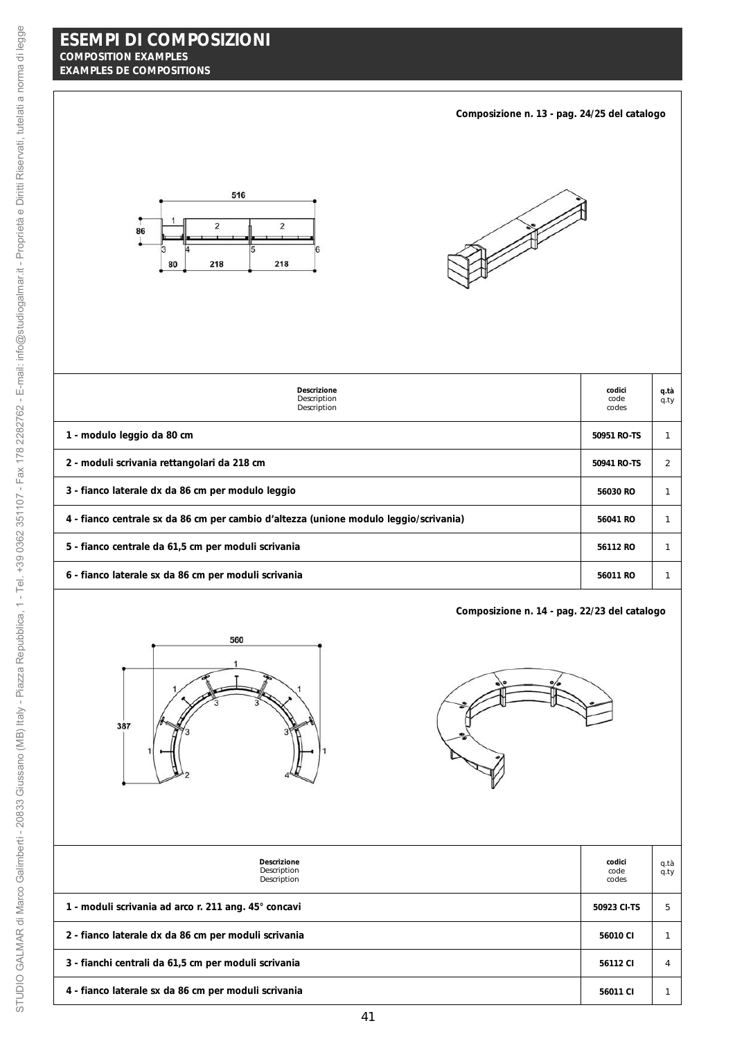# ESEMPI DI COMPOSIZIONI

**COMPOSITION EXAMPLES**

**EXAMPLES DE COMPOSITIONS**

**Composizione n. 13 - pag. 24/25 del catalogo**

516

86

1 2 2

3 4 5 6

80 218 218

| **Descrizione** Description Description | **codici** code codes | **q.tà** q.ty |
|---|---|---|
| **1 - modulo leggio da 80 cm** | **50951 RO-TS** | 1 |
| **2 - moduli scrivania rettangolari da 218 cm** | **50941 RO-TS** | 2 |
| **3 - fianco laterale dx da 86 cm per modulo leggio** | **56030 RO** | 1 |
| **4 - fianco centrale sx da 86 cm per cambio d'altezza (unione modulo leggio/scrivania)** | **56041 RO** | 1 |
| **5 - fianco centrale da 61,5 cm per moduli scrivania** | **56112 RO** | 1 |
| **6 - fianco laterale sx da 86 cm per moduli scrivania** | **56011 RO** | 1 |

**Composizione n. 14 - pag. 22/23 del catalogo**

560

387

1 1 1 1 1

3 3 3 3

2 4

| **Descrizione** Description Description | **codici** code codes | q.tà q.ty |
|---|---|---|
| **1 - moduli scrivania ad arco r. 211 ang. 45° concavi** | **50923 CI-TS** | 5 |
| **2 - fianco laterale dx da 86 cm per moduli scrivania** | **56010 CI** | 1 |
| **3 - fianchi centrali da 61,5 cm per moduli scrivania** | **56112 CI** | 4 |
| **4 - fianco laterale sx da 86 cm per moduli scrivania** | **56011 CI** | 1 |